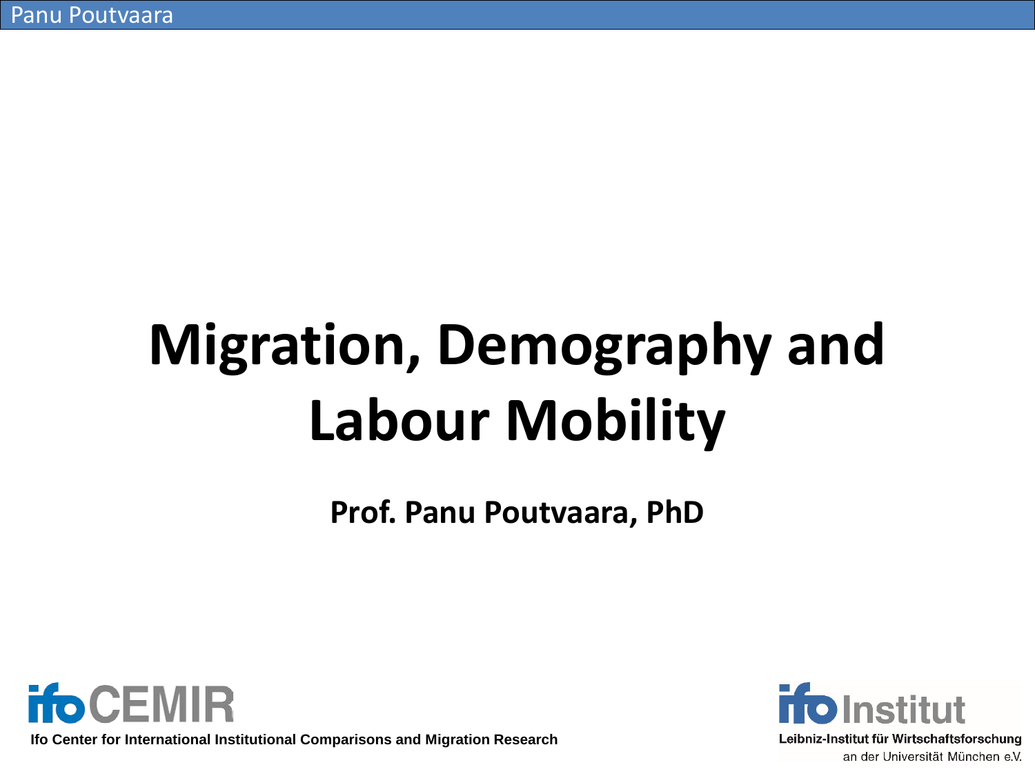# Migration, Demography and Labour Mobility

**Prof. Panu Poutvaara, PhD**

ifoCEMIR

Ifo Center for International Institutional Comparisons and Migration Research

ifo Institut

Leibniz-Institut für Wirtschaftsforschung an der Universität München e.V.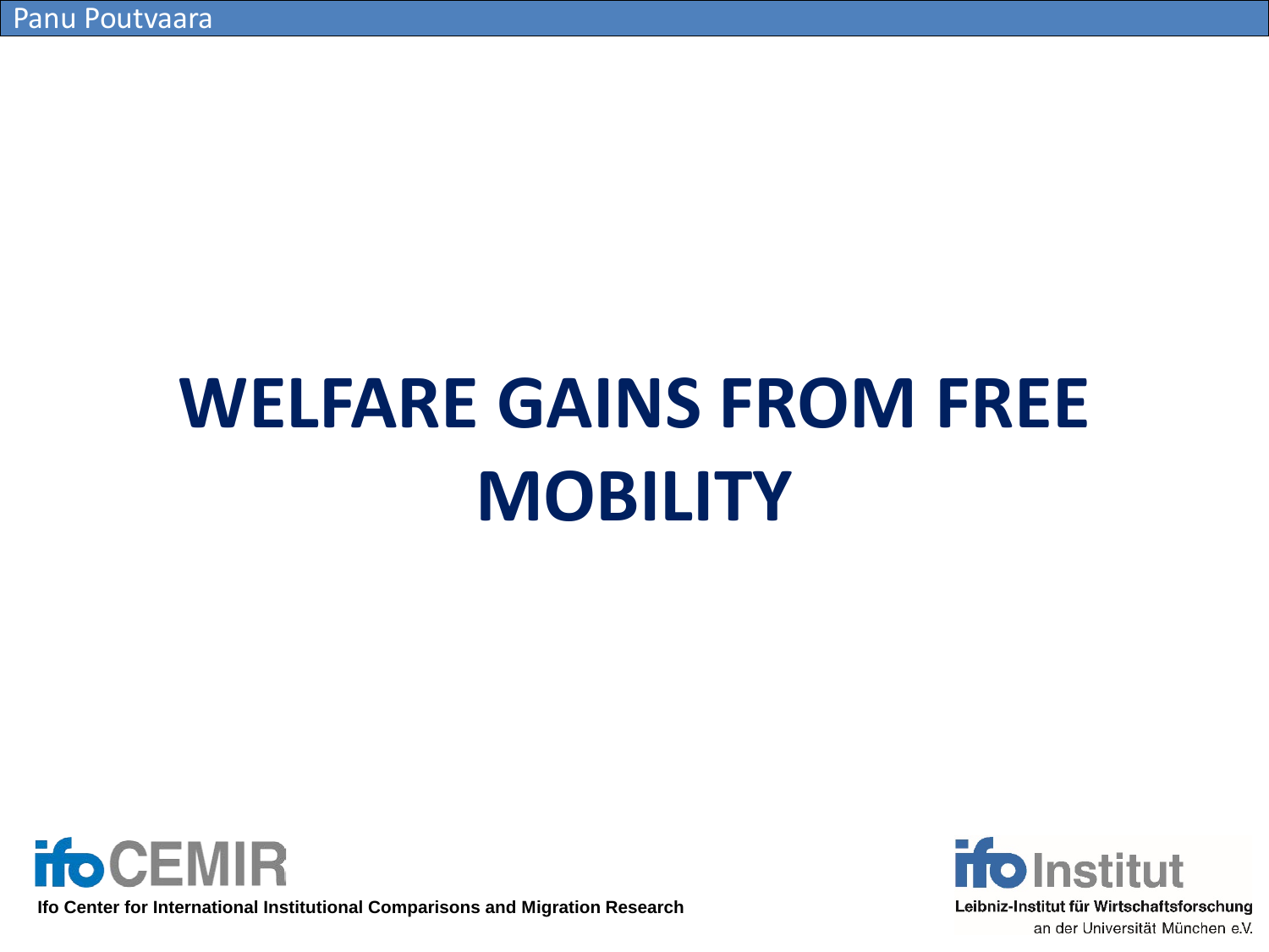# WELFARE GAINS FROM FREE MOBILITY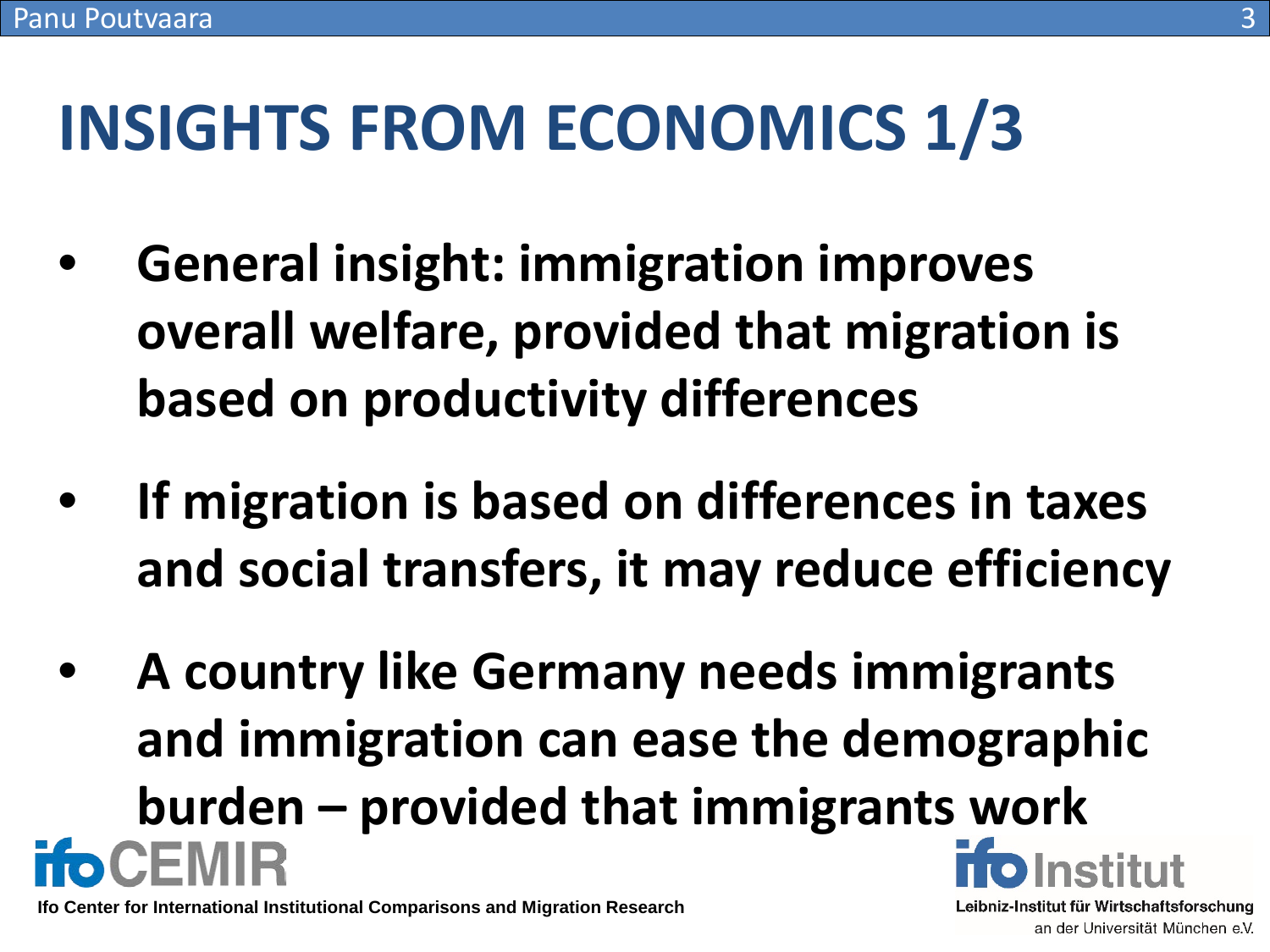# INSIGHTS FROM ECONOMICS 1/3

- **General insight: immigration improves overall welfare, provided that migration is based on productivity differences**

- **If migration is based on differences in taxes and social transfers, it may reduce efficiency**

- **A country like Germany needs immigrants and immigration can ease the demographic burden – provided that immigrants work**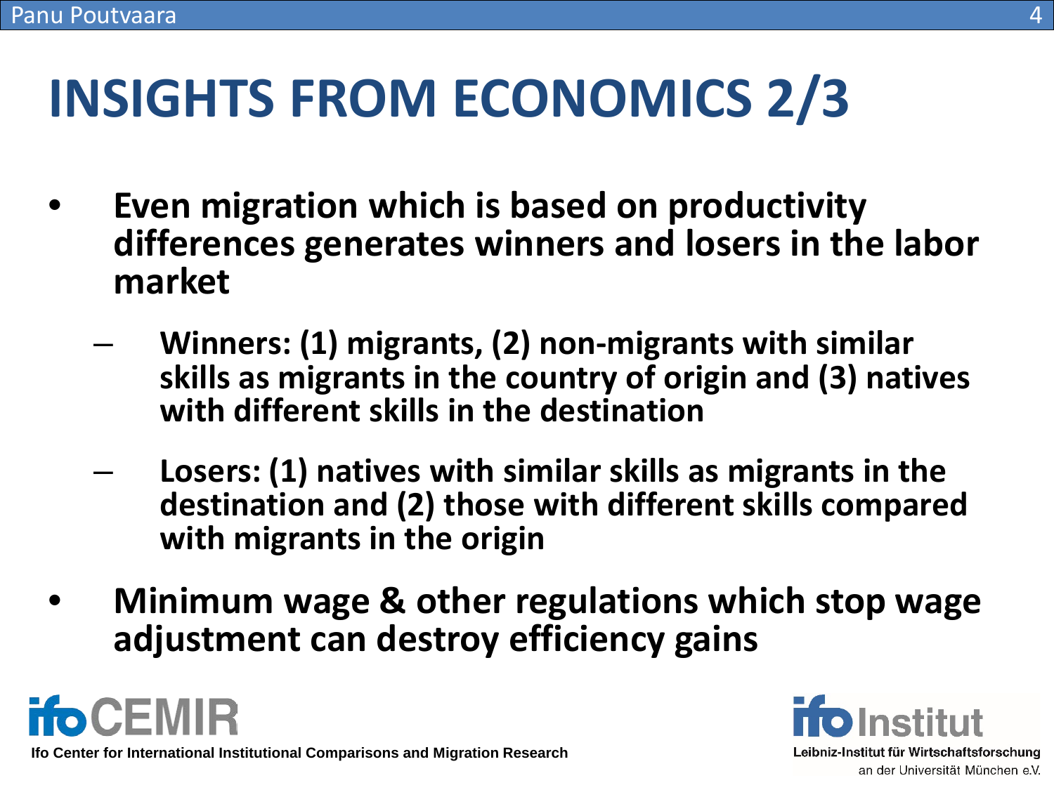# INSIGHTS FROM ECONOMICS 2/3

- **Even migration which is based on productivity differences generates winners and losers in the labor market**
  - **Winners: (1) migrants, (2) non-migrants with similar skills as migrants in the country of origin and (3) natives with different skills in the destination**
  - **Losers: (1) natives with similar skills as migrants in the destination and (2) those with different skills compared with migrants in the origin**
- **Minimum wage & other regulations which stop wage adjustment can destroy efficiency gains**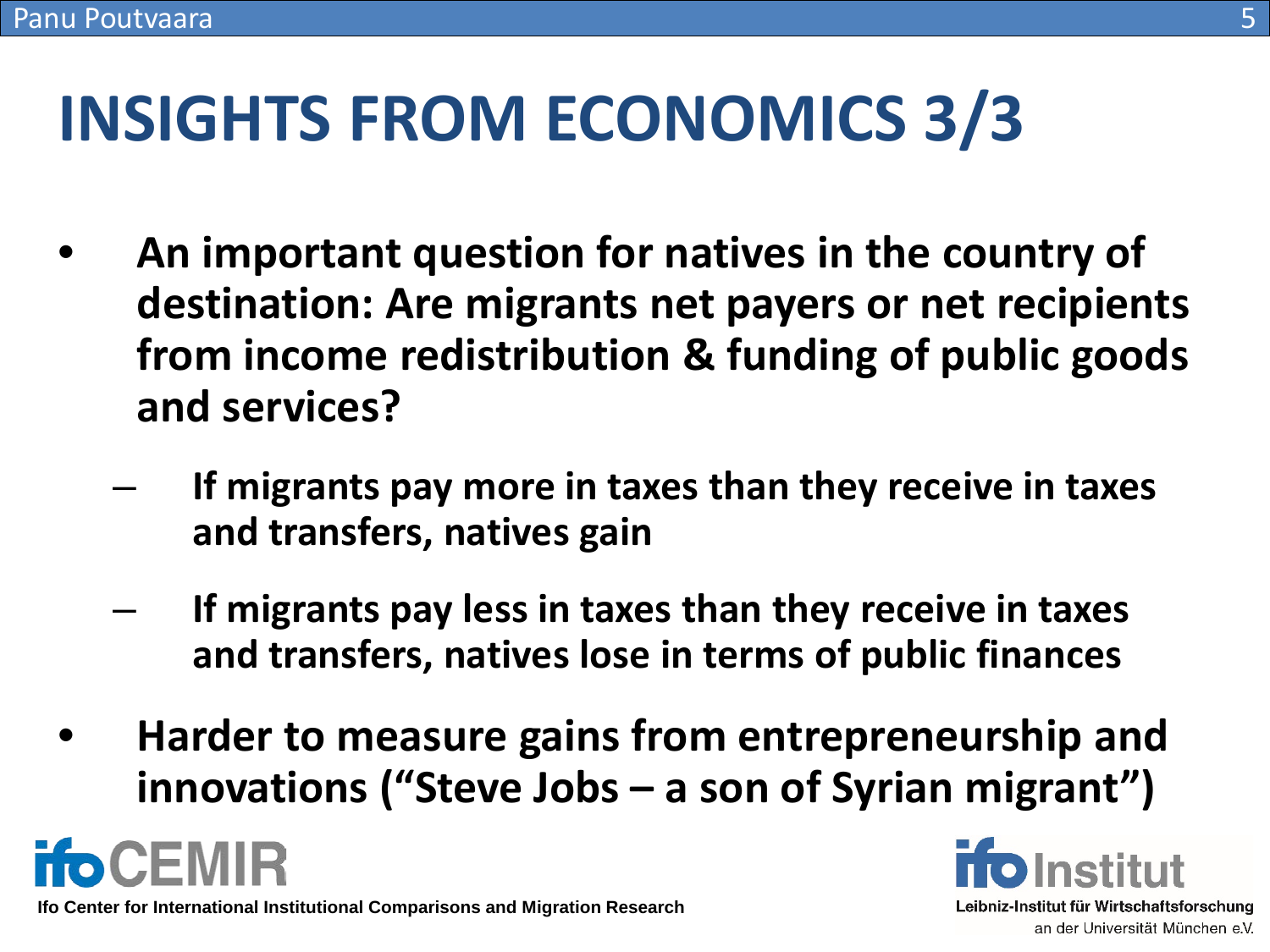# INSIGHTS FROM ECONOMICS 3/3

- **An important question for natives in the country of destination: Are migrants net payers or net recipients from income redistribution & funding of public goods and services?**
  - **If migrants pay more in taxes than they receive in taxes and transfers, natives gain**
  - **If migrants pay less in taxes than they receive in taxes and transfers, natives lose in terms of public finances**
- **Harder to measure gains from entrepreneurship and innovations ("Steve Jobs – a son of Syrian migrant")**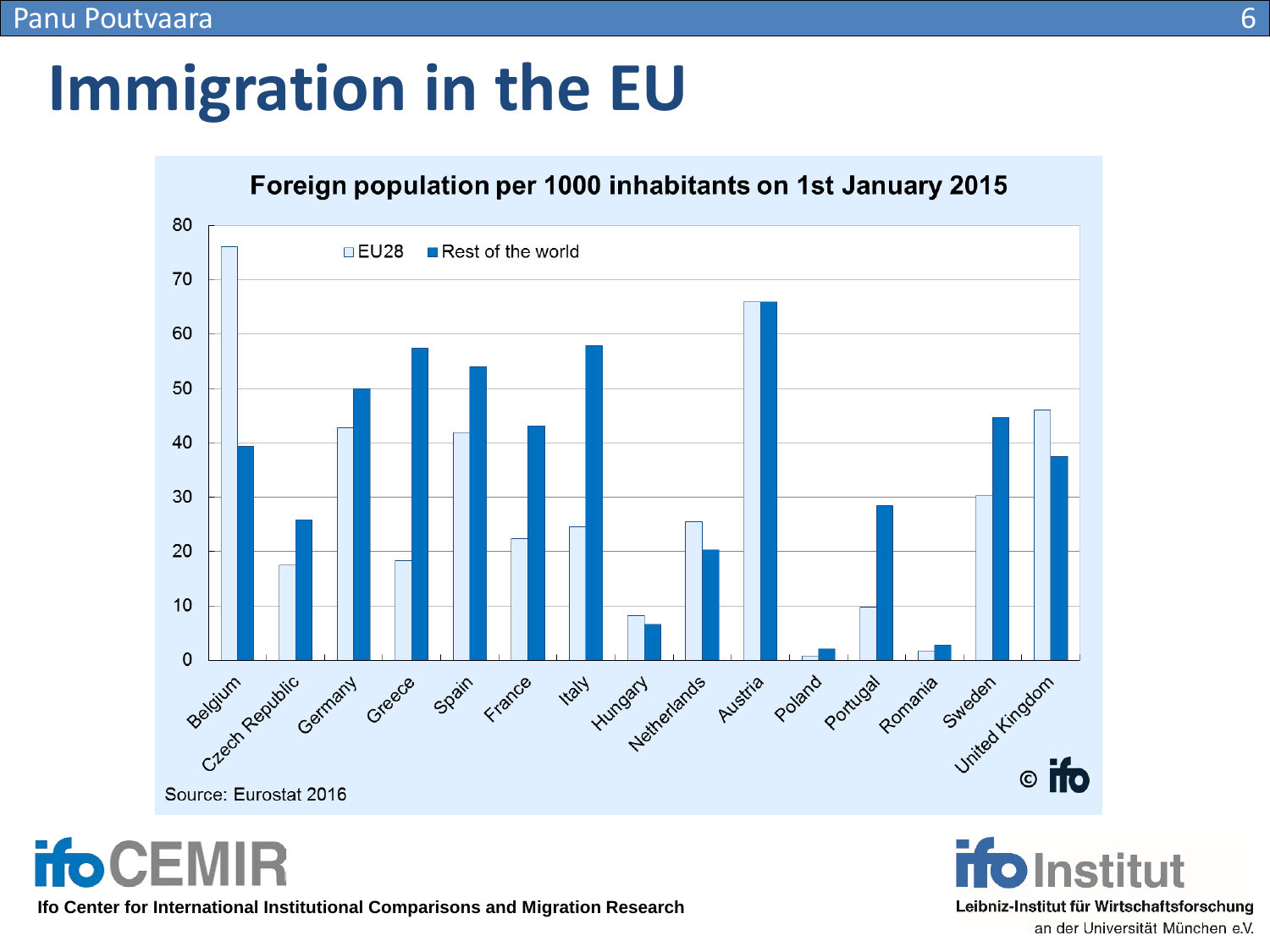# Immigration in the EU

**Foreign population per 1000 inhabitants on 1st January 2015**

| Country | EU28 | Rest of the world |
|---|---|---|
| Belgium | 76 | 39.5 |
| Czech Republic | 17.5 | 26 |
| Germany | 43 | 50 |
| Greece | 18.5 | 57.5 |
| Spain | 42 | 54 |
| France | 22.5 | 43 |
| Italy | 24.5 | 58 |
| Hungary | 8 | 6.5 |
| Netherlands | 25.5 | 20.5 |
| Austria | 66 | 66 |
| Poland | 0.5 | 2 |
| Portugal | 10 | 28.5 |
| Romania | 1.5 | 2.5 |
| Sweden | 30.5 | 45 |
| United Kingdom | 46 | 37.5 |

Source: Eurostat 2016

© ifo

**ifo CEMIR** Ifo Center for International Institutional Comparisons and Migration Research

**ifo Institut** Leibniz-Institut für Wirtschaftsforschung an der Universität München e.V.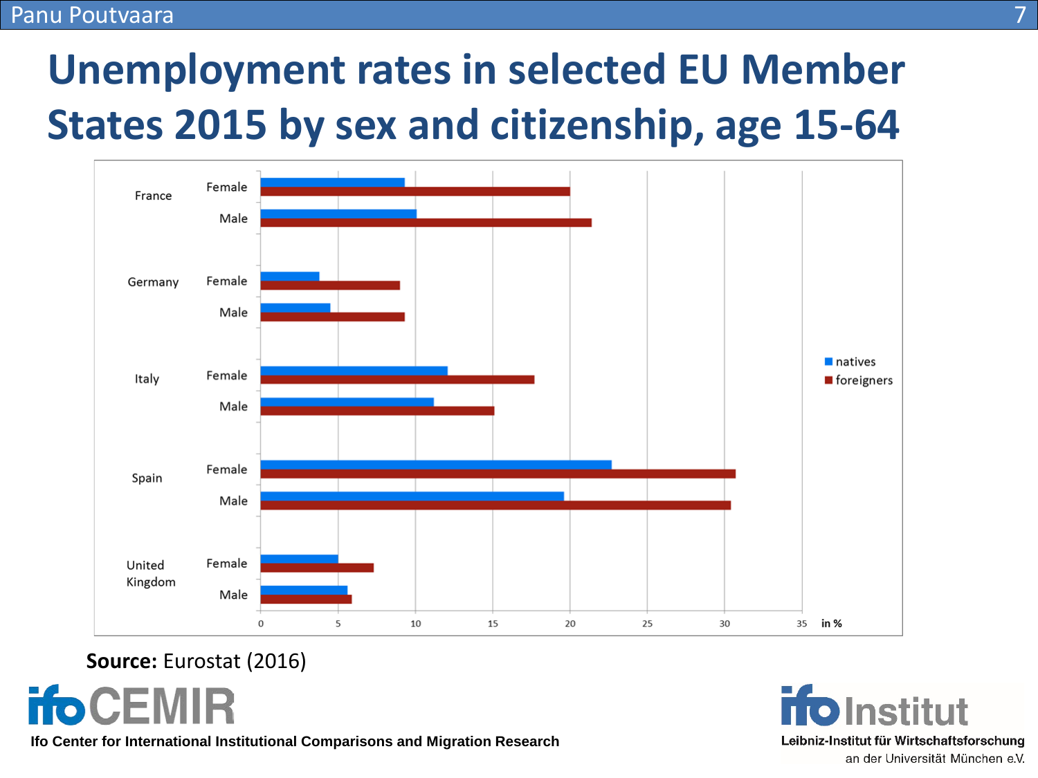# Unemployment rates in selected EU Member States 2015 by sex and citizenship, age 15-64

| Country | Sex | natives | foreigners |
|---|---|---|---|
| France | Female | | |
| | Male | | |
| Germany | Female | | |
| | Male | | |
| Italy | Female | | |
| | Male | | |
| Spain | Female | | |
| | Male | | |
| United Kingdom | Female | | |
| | Male | | |

0 5 10 15 20 25 30 35 in %

■ natives
■ foreigners

**Source:** Eurostat (2016)

ifoCEMIR

Ifo Center for International Institutional Comparisons and Migration Research

ifo Institut

Leibniz-Institut für Wirtschaftsforschung an der Universität München e.V.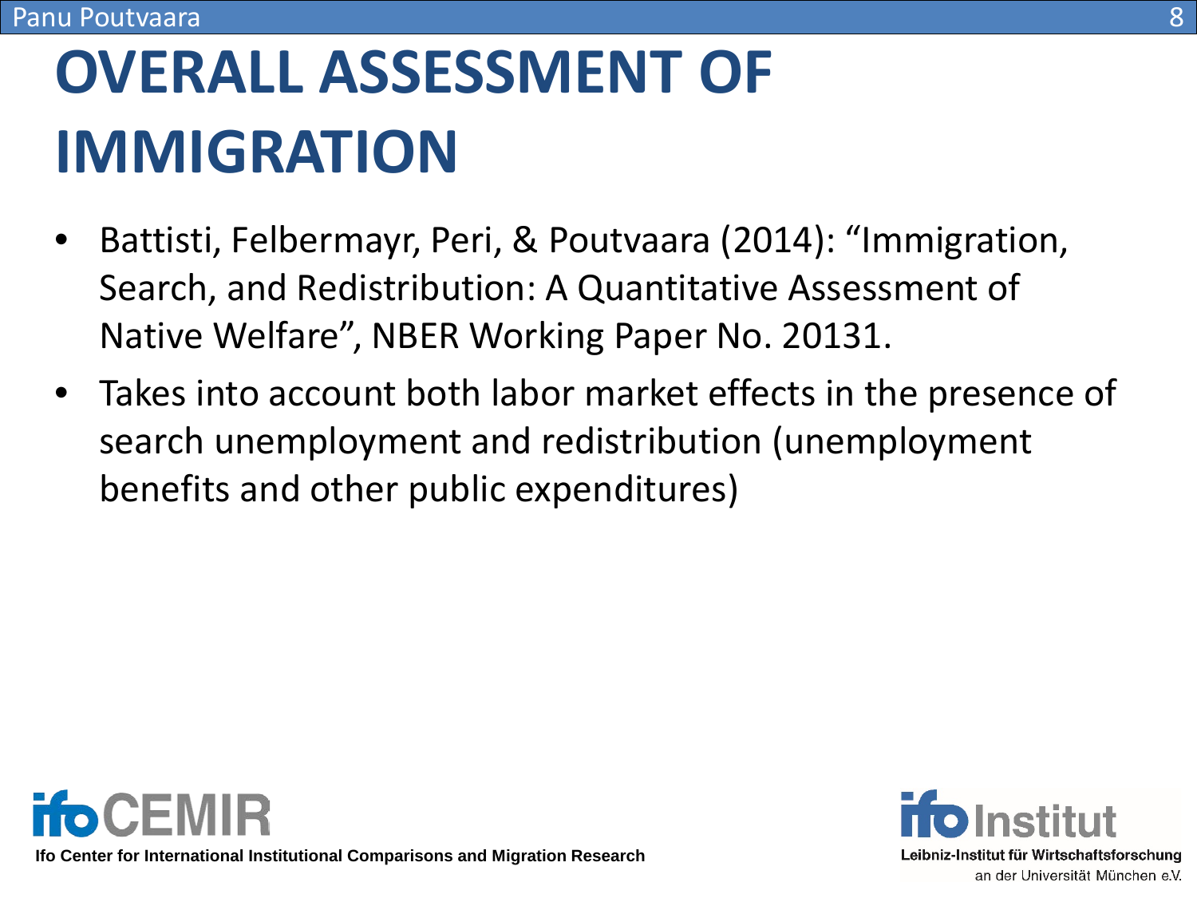# OVERALL ASSESSMENT OF IMMIGRATION

- Battisti, Felbermayr, Peri, & Poutvaara (2014): “Immigration, Search, and Redistribution: A Quantitative Assessment of Native Welfare”, NBER Working Paper No. 20131.
- Takes into account both labor market effects in the presence of search unemployment and redistribution (unemployment benefits and other public expenditures)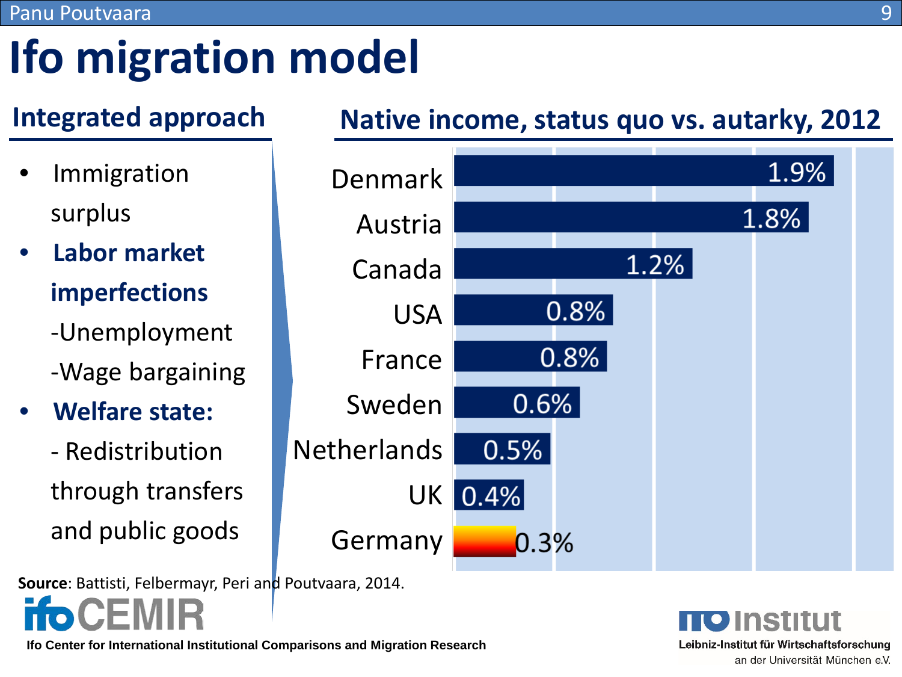# Ifo migration model

## Integrated approach

- Immigration surplus
- **Labor market imperfections**
  - -Unemployment
  - -Wage bargaining
- **Welfare state:**
  - - Redistribution through transfers and public goods

## Native income, status quo vs. autarky, 2012

| Country | Native income gain |
|---|---|
| Denmark | 1.9% |
| Austria | 1.8% |
| Canada | 1.2% |
| USA | 0.8% |
| France | 0.8% |
| Sweden | 0.6% |
| Netherlands | 0.5% |
| UK | 0.4% |
| Germany | 0.3% |

**Source**: Battisti, Felbermayr, Peri and Poutvaara, 2014.

Ifo Center for International Institutional Comparisons and Migration Research

Leibniz-Institut für Wirtschaftsforschung an der Universität München e.V.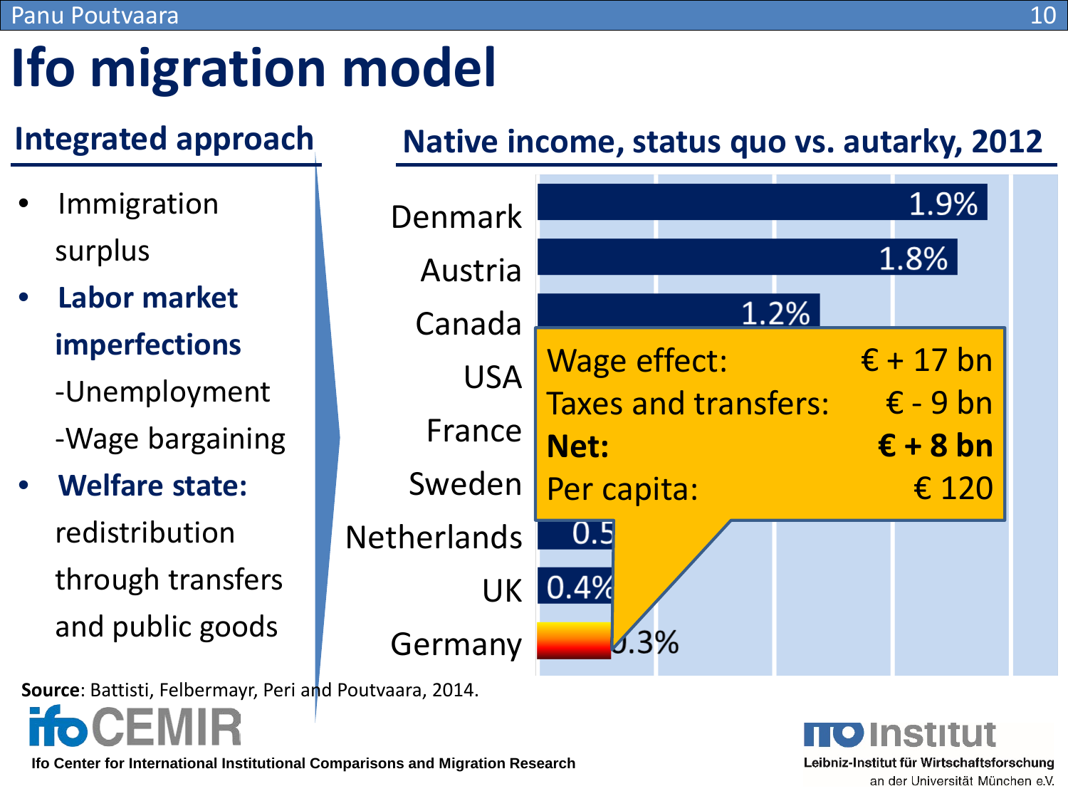# Ifo migration model

## Integrated approach

- Immigration surplus
- **Labor market imperfections**
  - -Unemployment
  - -Wage bargaining
- **Welfare state:** redistribution through transfers and public goods

## Native income, status quo vs. autarky, 2012

| Country | Native income |
|---|---|
| Denmark | 1.9% |
| Austria | 1.8% |
| Canada | 1.2% |
| USA | |
| France | |
| Sweden | |
| Netherlands | 0.5 |
| UK | 0.4% |
| Germany | 0.3% |

| | |
|---|---|
| Wage effect: | € + 17 bn |
| Taxes and transfers: | € - 9 bn |
| **Net:** | **€ + 8 bn** |
| Per capita: | € 120 |

**Source**: Battisti, Felbermayr, Peri and Poutvaara, 2014.

ifoCEMIR

Ifo Center for International Institutional Comparisons and Migration Research

ifo Institut
Leibniz-Institut für Wirtschaftsforschung
an der Universität München e.V.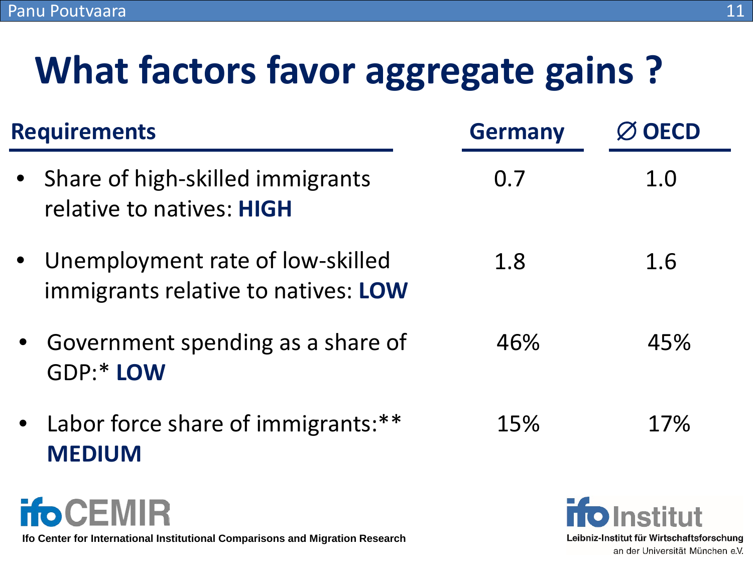# What factors favor aggregate gains ?

| Requirements | Germany | ∅ OECD |
| --- | --- | --- |
| Share of high-skilled immigrants relative to natives: **HIGH** | 0.7 | 1.0 |
| Unemployment rate of low-skilled immigrants relative to natives: **LOW** | 1.8 | 1.6 |
| Government spending as a share of GDP:* **LOW** | 46% | 45% |
| Labor force share of immigrants:** **MEDIUM** | 15% | 17% |

ifoCEMIR
Ifo Center for International Institutional Comparisons and Migration Research

ifo Institut
Leibniz-Institut für Wirtschaftsforschung an der Universität München e.V.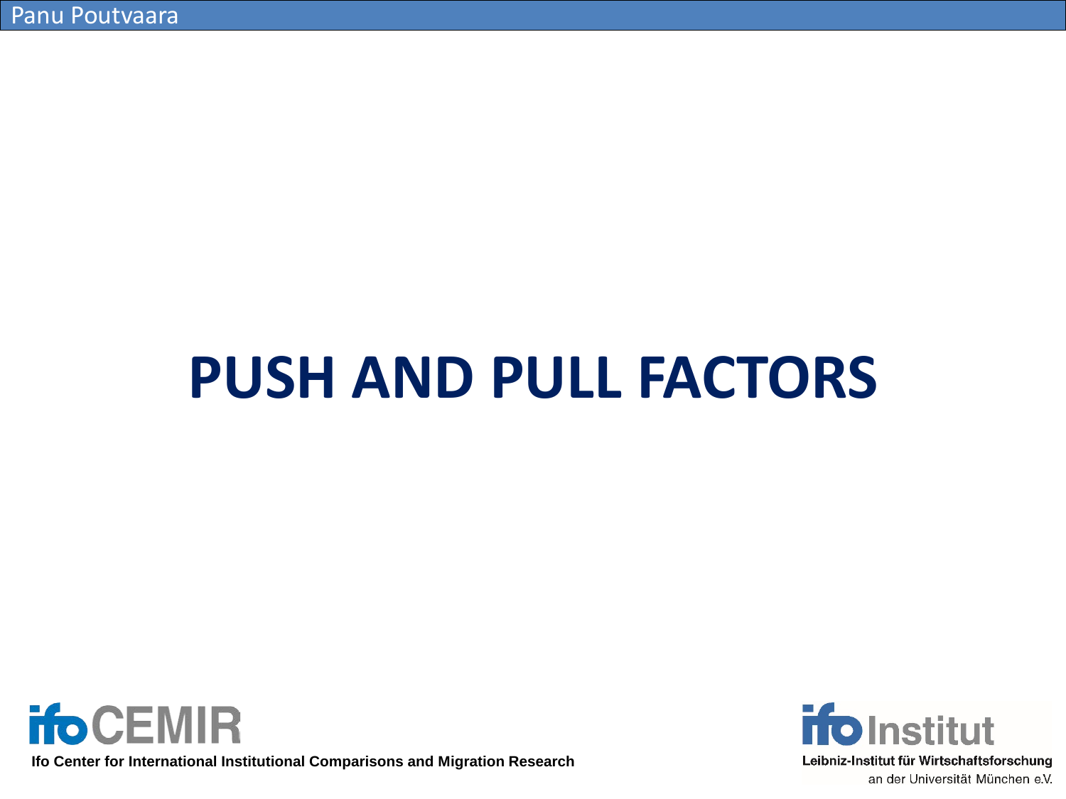# PUSH AND PULL FACTORS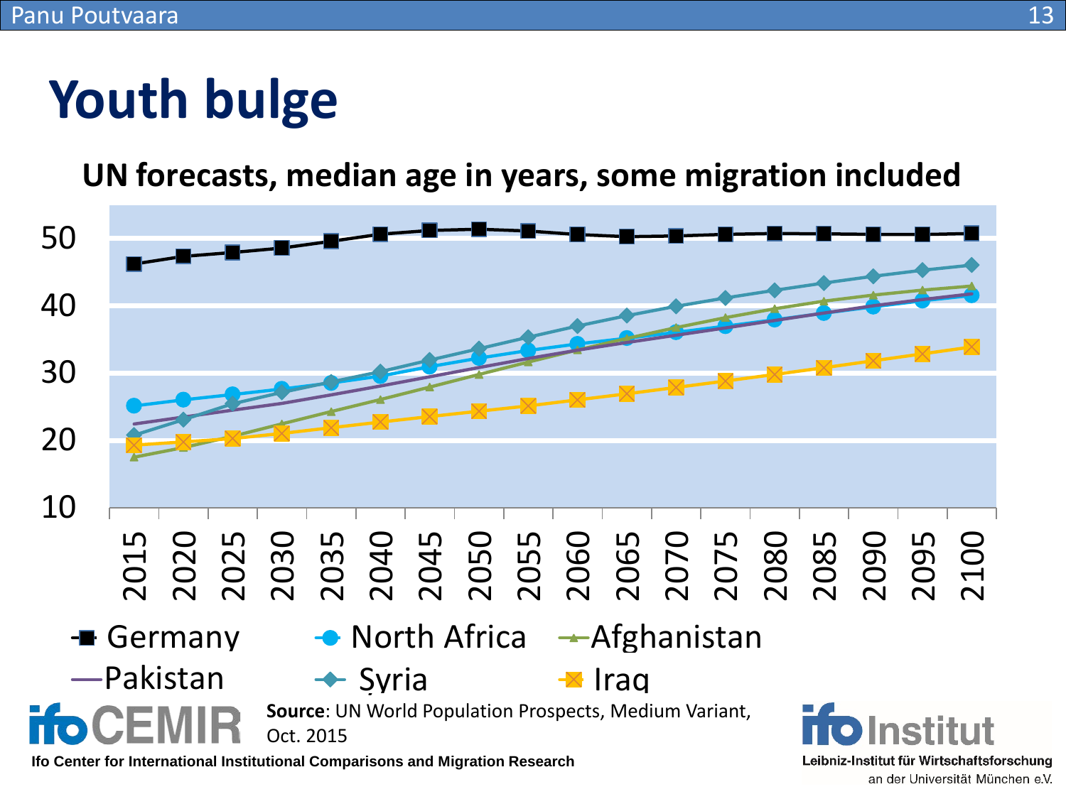# Youth bulge

**UN forecasts, median age in years, some migration included**

Germany · North Africa · Afghanistan · Pakistan · Syria · Iraq

**Source**: UN World Population Prospects, Medium Variant, Oct. 2015

Ifo Center for International Institutional Comparisons and Migration Research

Leibniz-Institut für Wirtschaftsforschung an der Universität München e.V.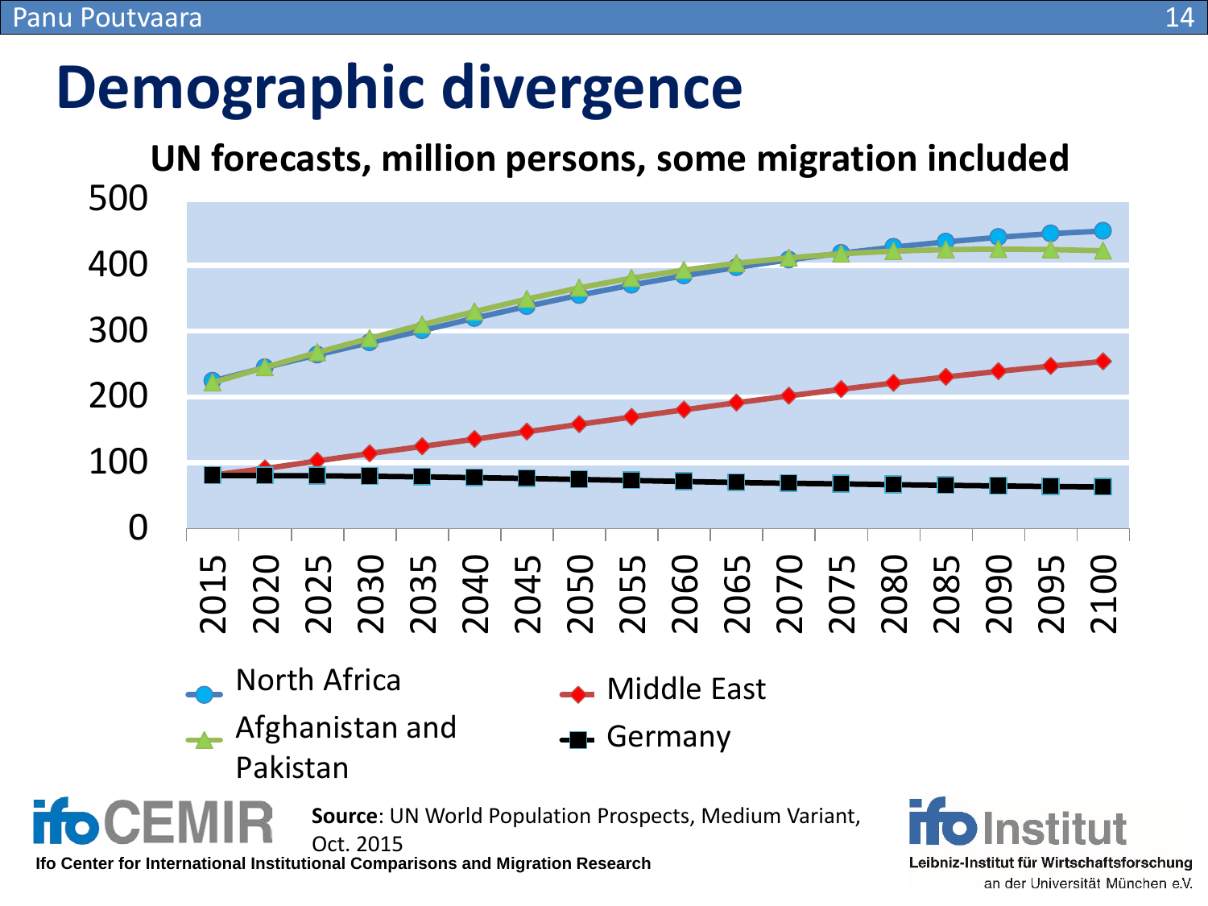# Demographic divergence

**UN forecasts, million persons, some migration included**

North Africa

Afghanistan and Pakistan

Middle East

Germany

**Source**: UN World Population Prospects, Medium Variant, Oct. 2015

Ifo Center for International Institutional Comparisons and Migration Research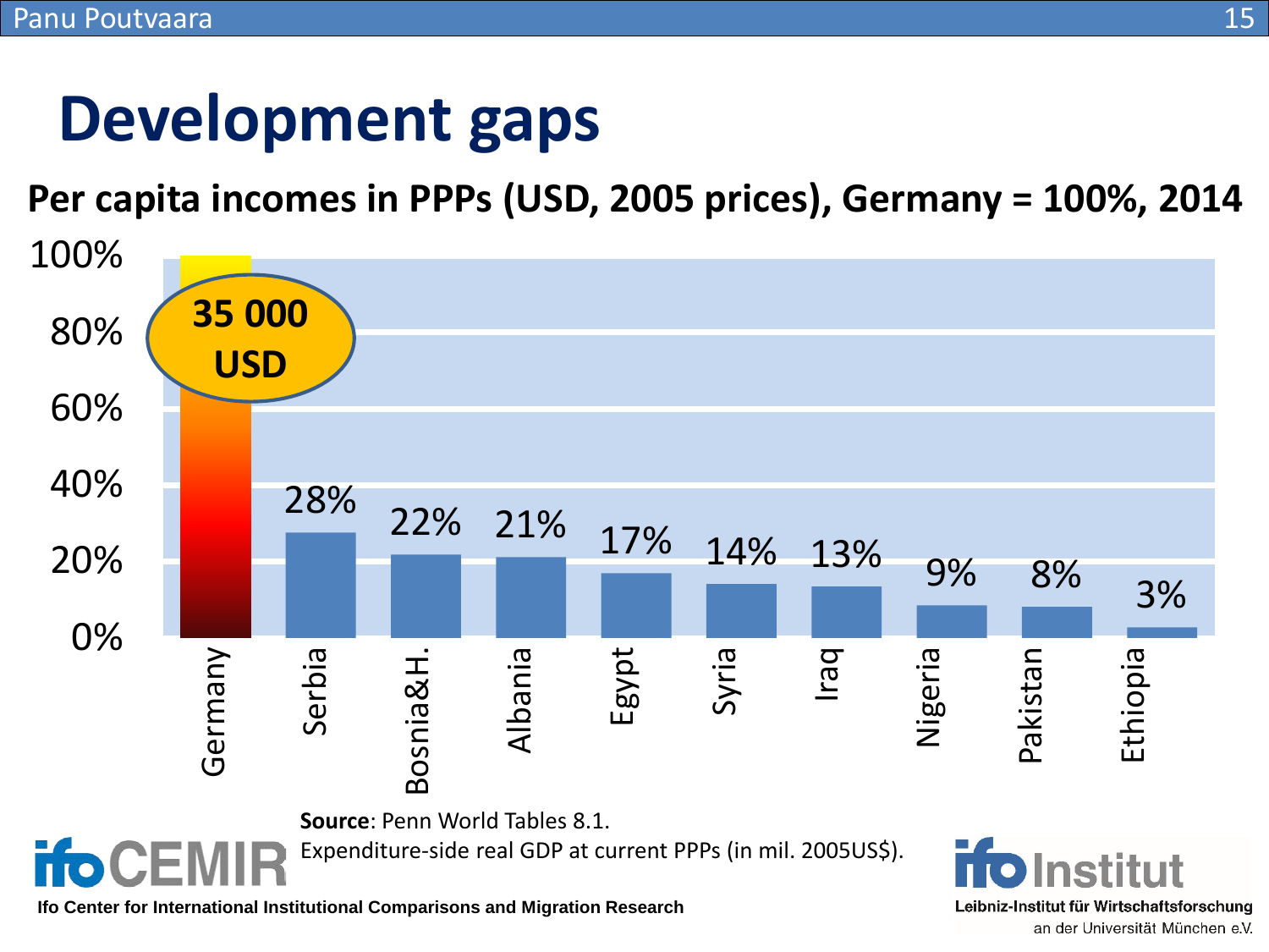# Development gaps

**Per capita incomes in PPPs (USD, 2005 prices), Germany = 100%, 2014**

| Country | Share of Germany |
|---|---|
| Germany | 100% (35 000 USD) |
| Serbia | 28% |
| Bosnia&H. | 22% |
| Albania | 21% |
| Egypt | 17% |
| Syria | 14% |
| Iraq | 13% |
| Nigeria | 9% |
| Pakistan | 8% |
| Ethiopia | 3% |

**Source**: Penn World Tables 8.1.
Expenditure-side real GDP at current PPPs (in mil. 2005US$).

ifo CEMIR
Ifo Center for International Institutional Comparisons and Migration Research

ifo Institut
Leibniz-Institut für Wirtschaftsforschung an der Universität München e.V.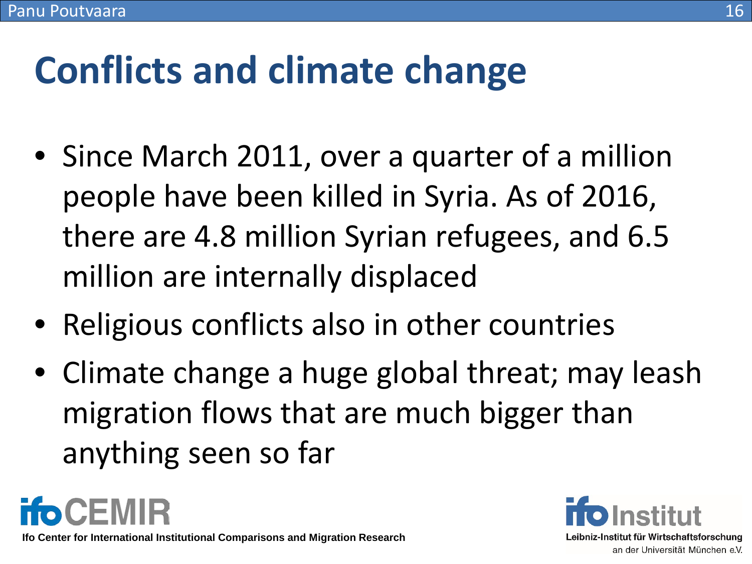# Conflicts and climate change

- Since March 2011, over a quarter of a million people have been killed in Syria. As of 2016, there are 4.8 million Syrian refugees, and 6.5 million are internally displaced
- Religious conflicts also in other countries
- Climate change a huge global threat; may leash migration flows that are much bigger than anything seen so far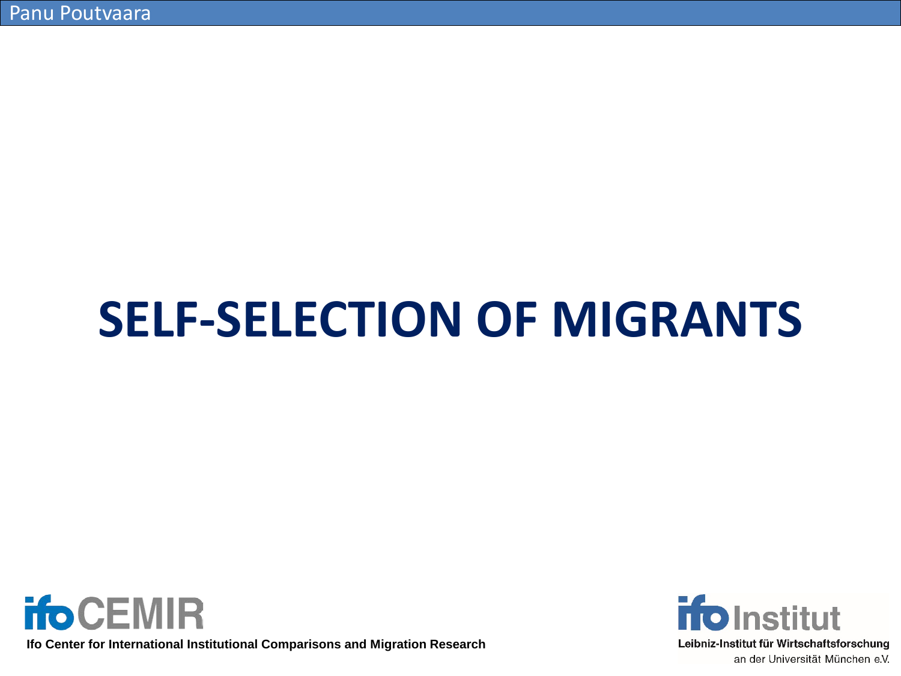# SELF-SELECTION OF MIGRANTS

Ifo Center for International Institutional Comparisons and Migration Research

Leibniz-Institut für Wirtschaftsforschung an der Universität München e.V.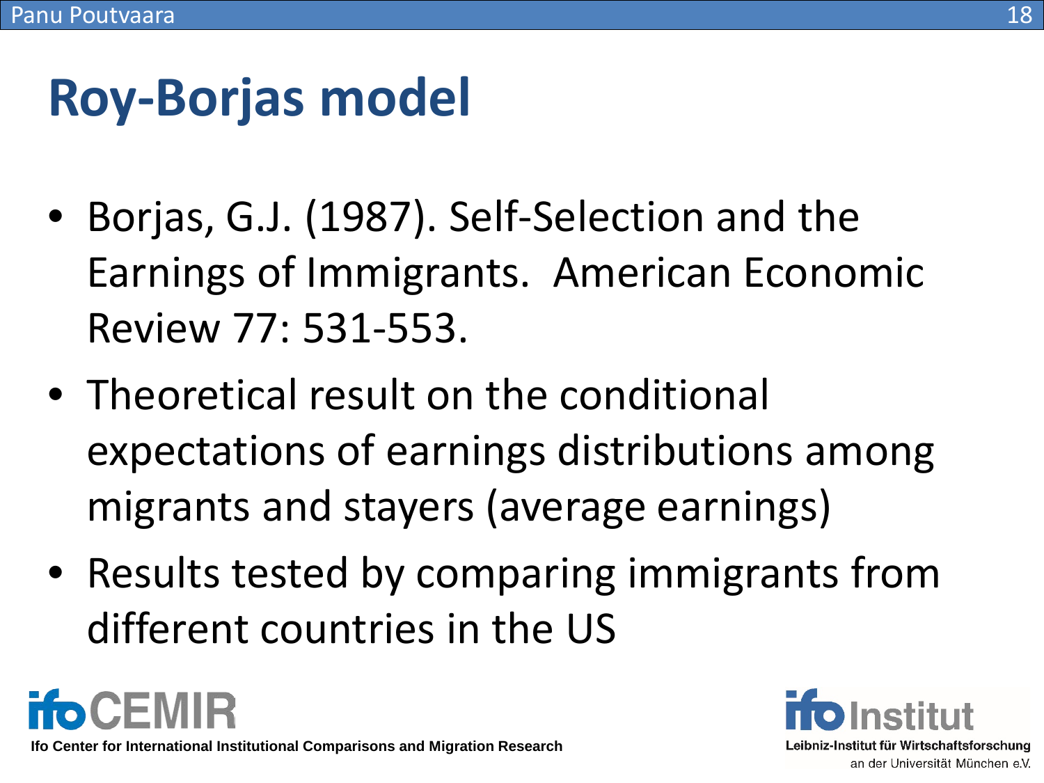# Roy-Borjas model

- Borjas, G.J. (1987). Self-Selection and the Earnings of Immigrants. American Economic Review 77: 531-553.
- Theoretical result on the conditional expectations of earnings distributions among migrants and stayers (average earnings)
- Results tested by comparing immigrants from different countries in the US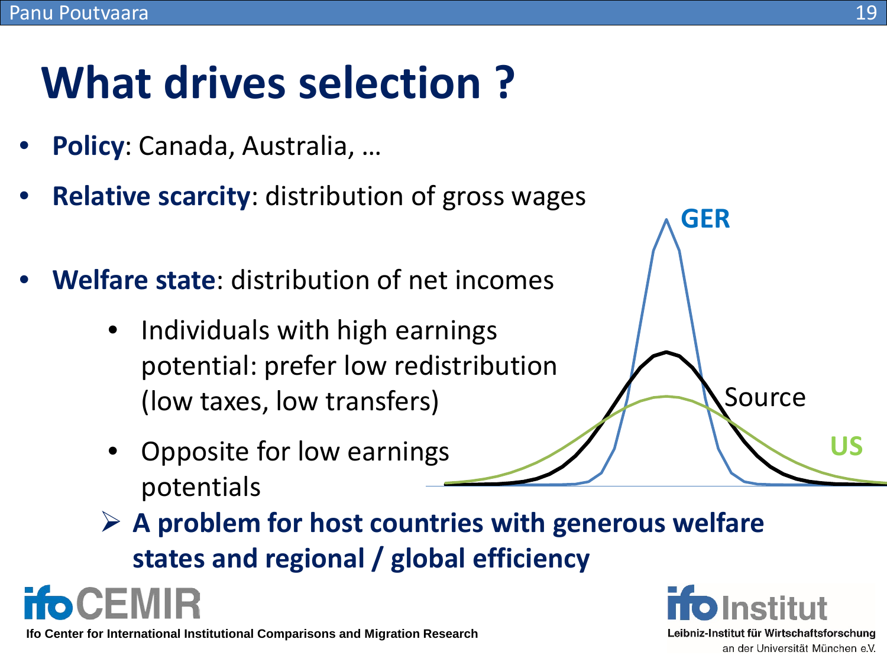# What drives selection ?

- **Policy**: Canada, Australia, …
- **Relative scarcity**: distribution of gross wages
- **Welfare state**: distribution of net incomes
    - Individuals with high earnings potential: prefer low redistribution (low taxes, low transfers)
    - Opposite for low earnings potentials

GER

Source

US

➢ **A problem for host countries with generous welfare states and regional / global efficiency**

ifo CEMIR

Ifo Center for International Institutional Comparisons and Migration Research

ifo Institut

Leibniz-Institut für Wirtschaftsforschung an der Universität München e.V.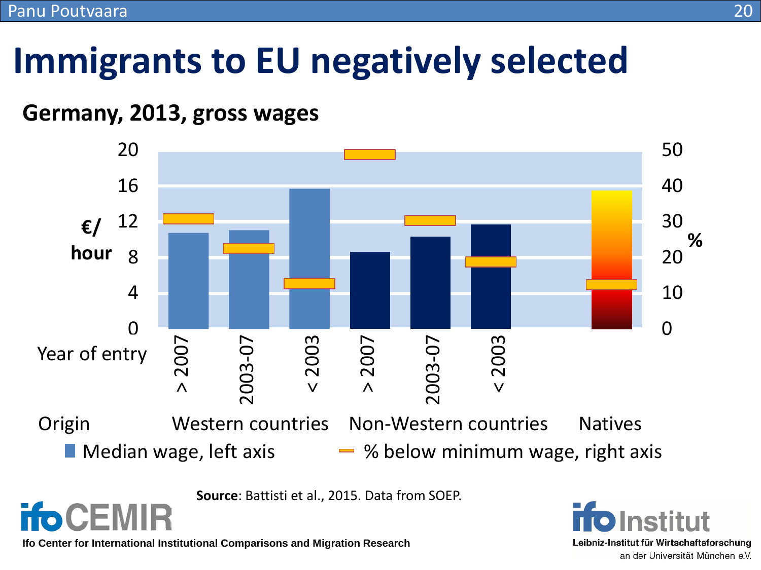# Immigrants to EU negatively selected

## Germany, 2013, gross wages

€/hour

20
16
12
8
4
0

50
40
30
20
10
0

%

Year of entry: > 2007, 2003-07, < 2003, > 2007, 2003-07, < 2003

Origin: Western countries, Non-Western countries, Natives

Median wage, left axis — % below minimum wage, right axis

**Source**: Battisti et al., 2015. Data from SOEP.

ifo CEMIR

Ifo Center for International Institutional Comparisons and Migration Research

ifo Institut

Leibniz-Institut für Wirtschaftsforschung an der Universität München e.V.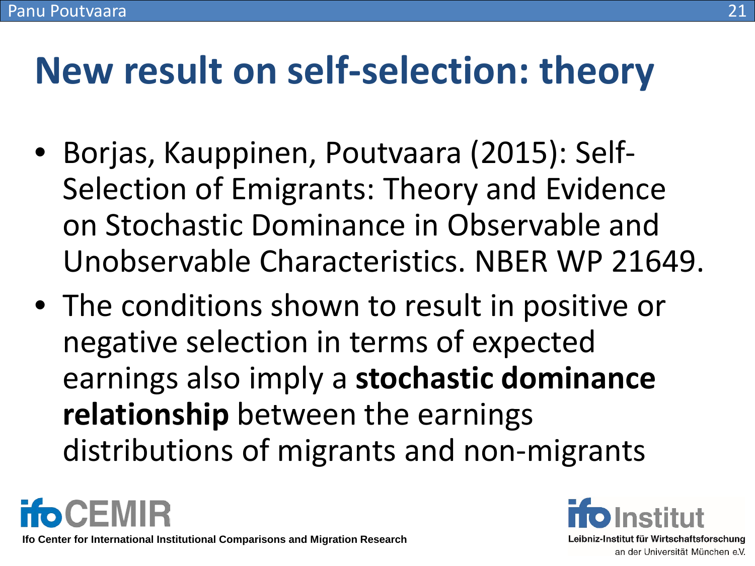# New result on self-selection: theory

- Borjas, Kauppinen, Poutvaara (2015): Self-Selection of Emigrants: Theory and Evidence on Stochastic Dominance in Observable and Unobservable Characteristics. NBER WP 21649.
- The conditions shown to result in positive or negative selection in terms of expected earnings also imply a **stochastic dominance relationship** between the earnings distributions of migrants and non-migrants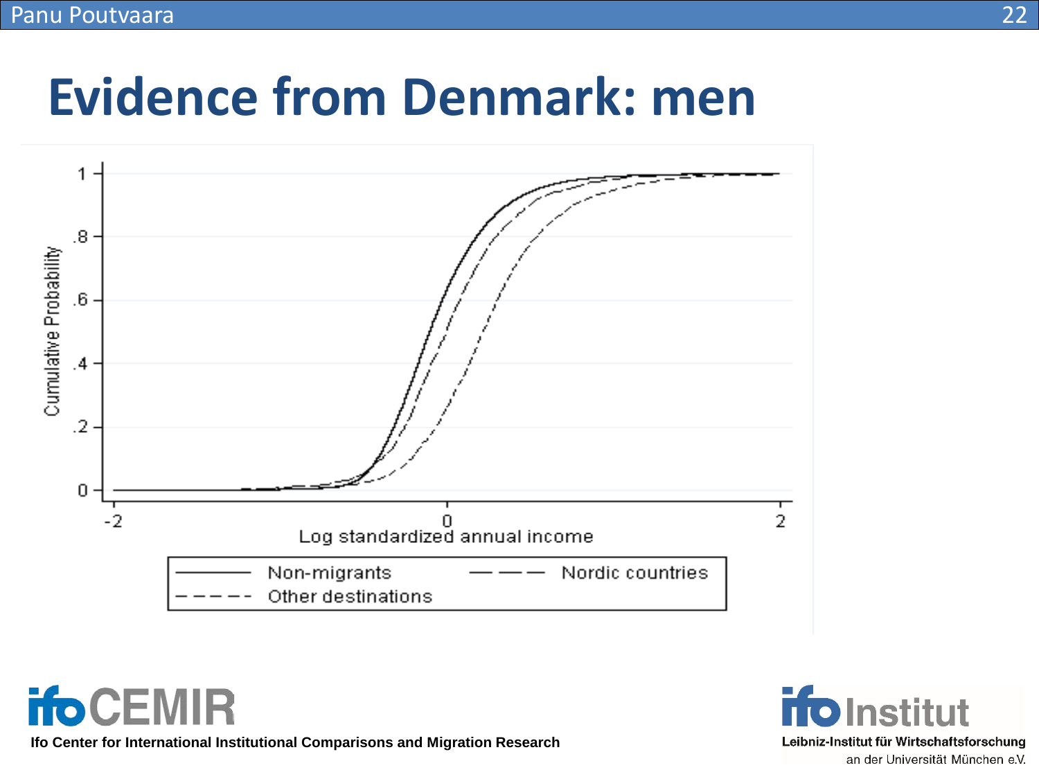# Evidence from Denmark: men

Cumulative Probability

Log standardized annual income

Non-migrants — Nordic countries — Other destinations

Ifo Center for International Institutional Comparisons and Migration Research

Leibniz-Institut für Wirtschaftsforschung an der Universität München e.V.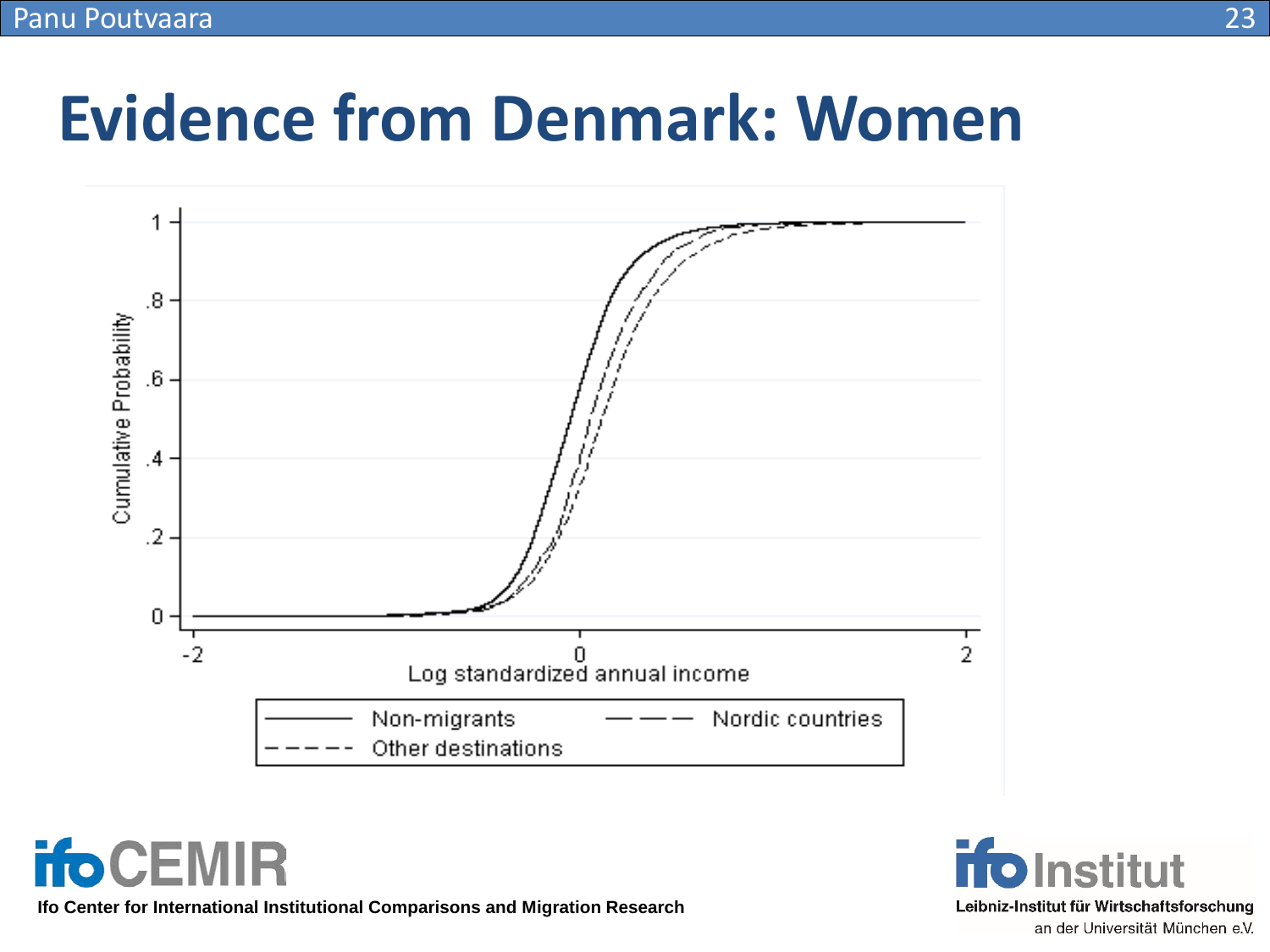# Evidence from Denmark: Women

Cumulative Probability

1

.8

.6

.4

.2

0

-2 0 2

Log standardized annual income

Non-migrants — Nordic countries — Other destinations

Ifo Center for International Institutional Comparisons and Migration Research

ifo Institut
Leibniz-Institut für Wirtschaftsforschung
an der Universität München e.V.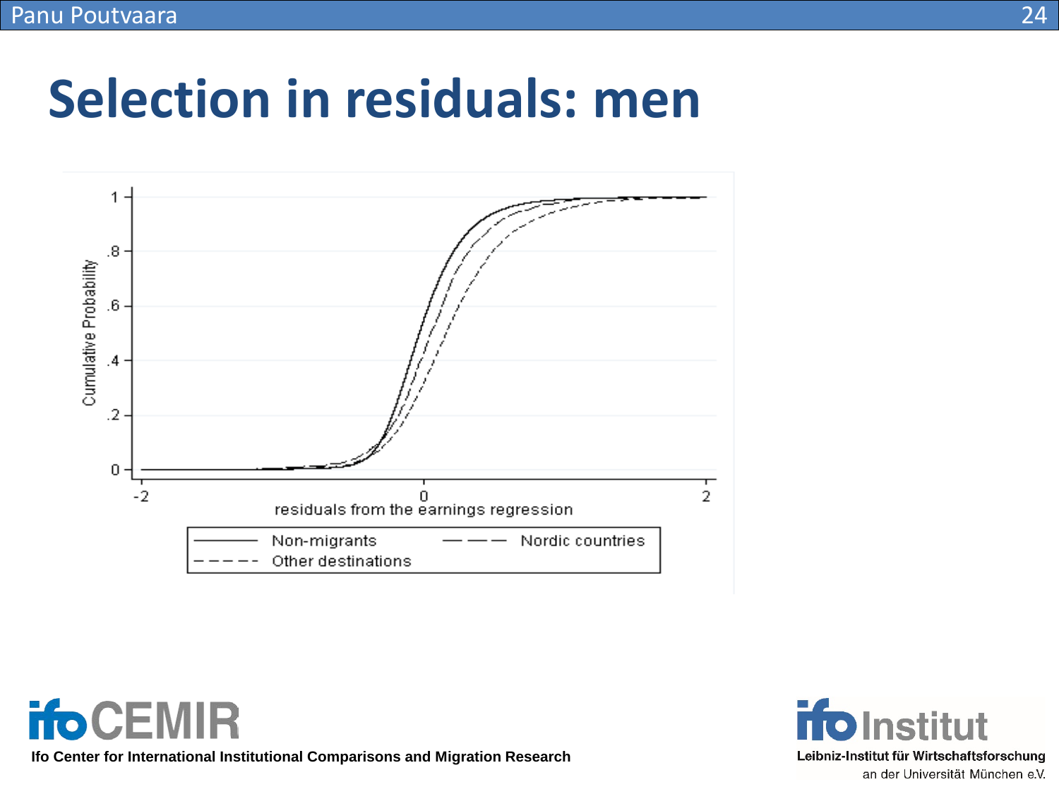# Selection in residuals: men

Cumulative Probability

residuals from the earnings regression

Non-migrants — Nordic countries — Other destinations

Ifo Center for International Institutional Comparisons and Migration Research

Leibniz-Institut für Wirtschaftsforschung an der Universität München e.V.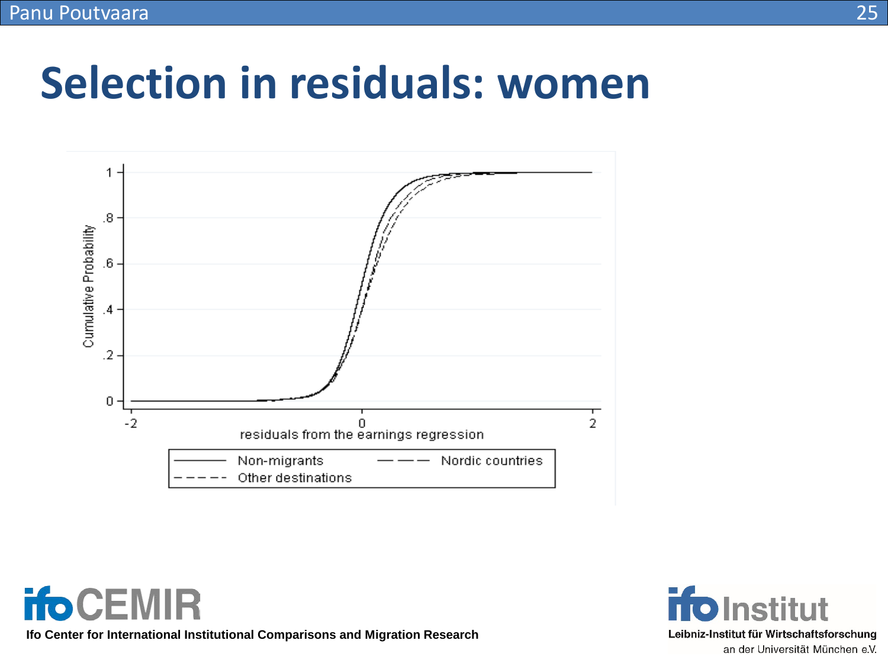# Selection in residuals: women

Cumulative Probability

1
.8
.6
.4
.2
0

-2 0 2

residuals from the earnings regression

Non-migrants — — — Nordic countries
- - - - - Other destinations

ifo CEMIR

Ifo Center for International Institutional Comparisons and Migration Research

ifo Institut

Leibniz-Institut für Wirtschaftsforschung an der Universität München e.V.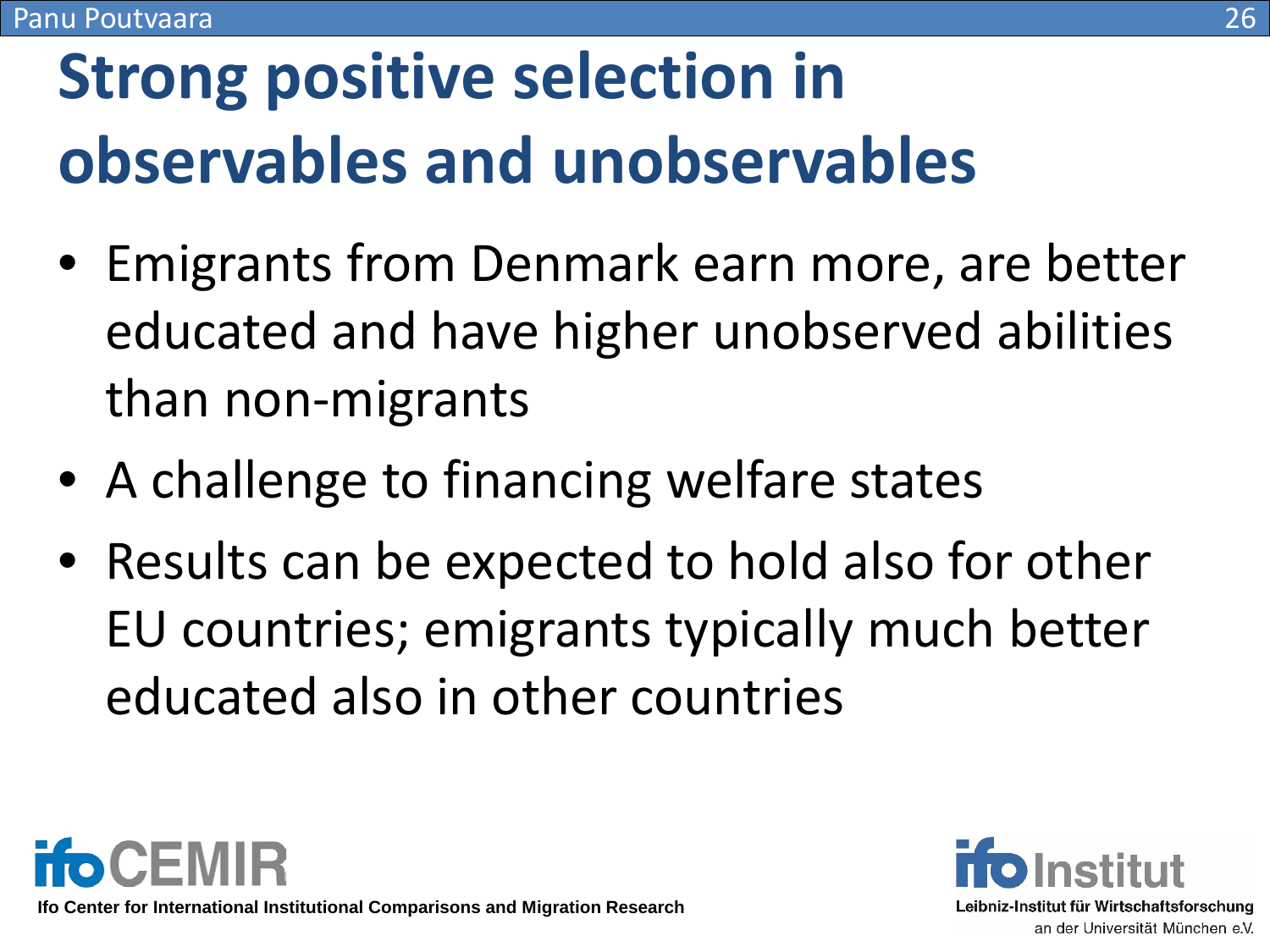# Strong positive selection in observables and unobservables

- Emigrants from Denmark earn more, are better educated and have higher unobserved abilities than non-migrants
- A challenge to financing welfare states
- Results can be expected to hold also for other EU countries; emigrants typically much better educated also in other countries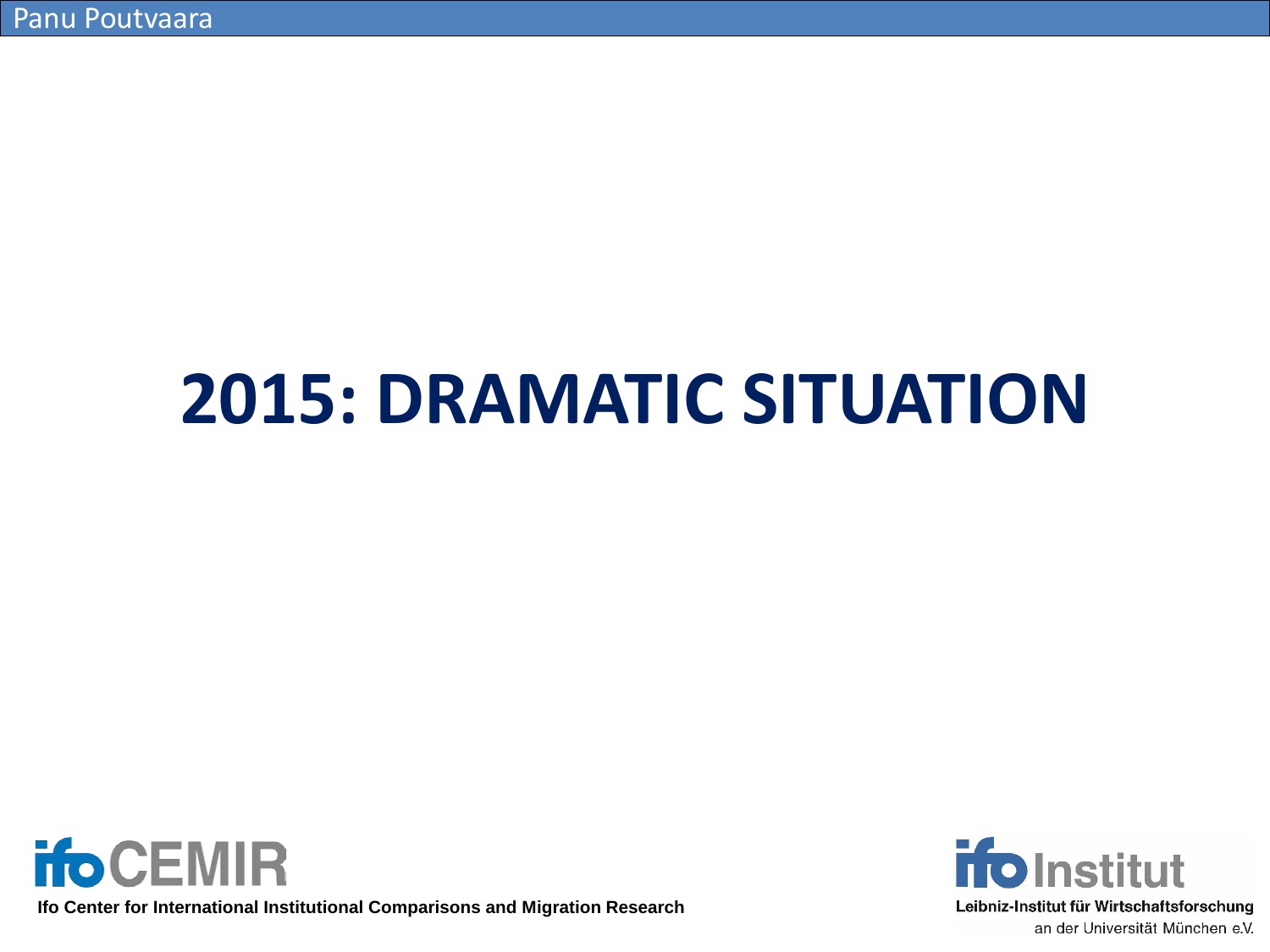# 2015: DRAMATIC SITUATION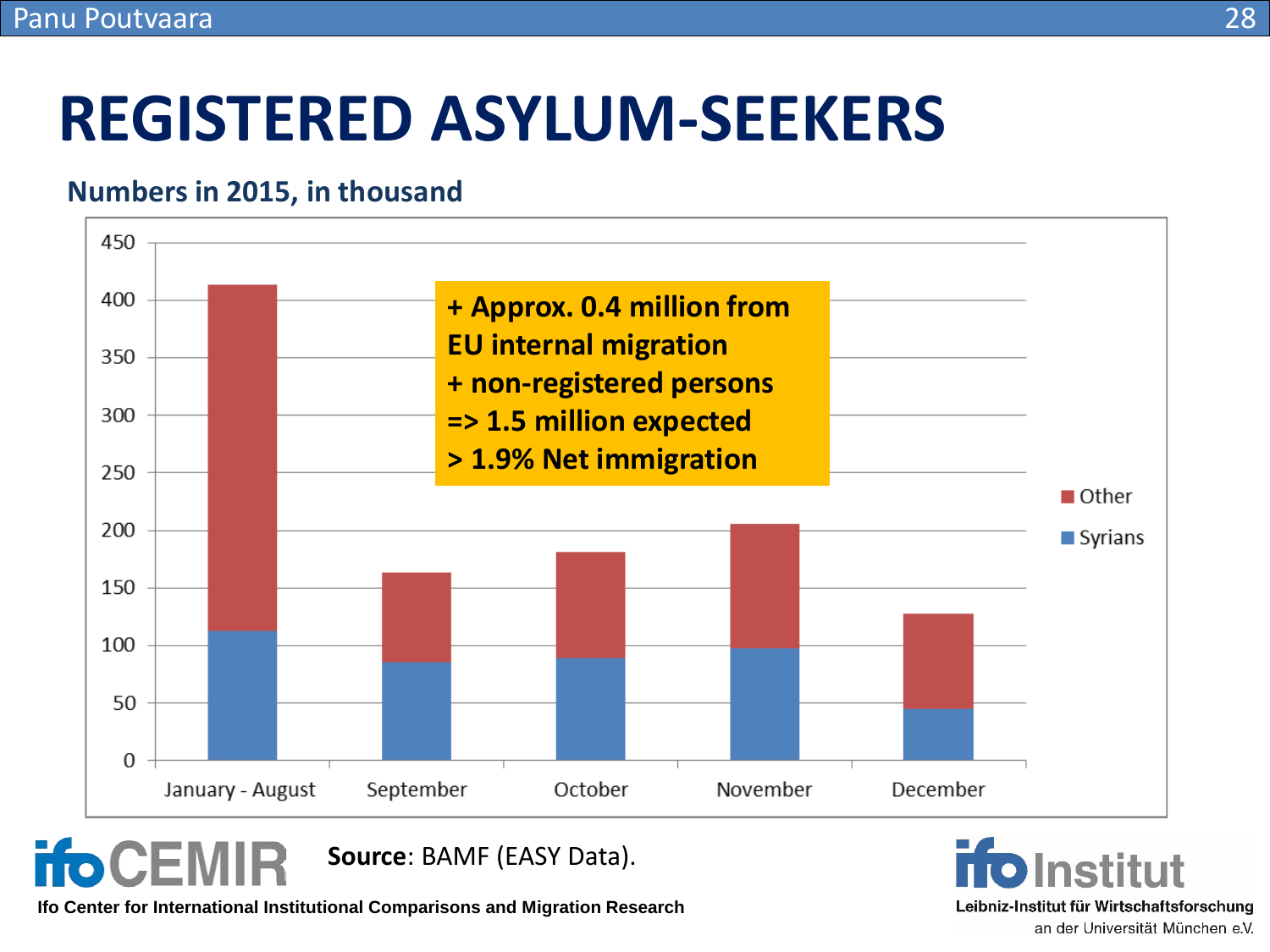# REGISTERED ASYLUM-SEEKERS

## Numbers in 2015, in thousand

+ Approx. 0.4 million from EU internal migration
+ non-registered persons
=> 1.5 million expected
> 1.9% Net immigration

**Source**: BAMF (EASY Data).

Ifo Center for International Institutional Comparisons and Migration Research

Leibniz-Institut für Wirtschaftsforschung an der Universität München e.V.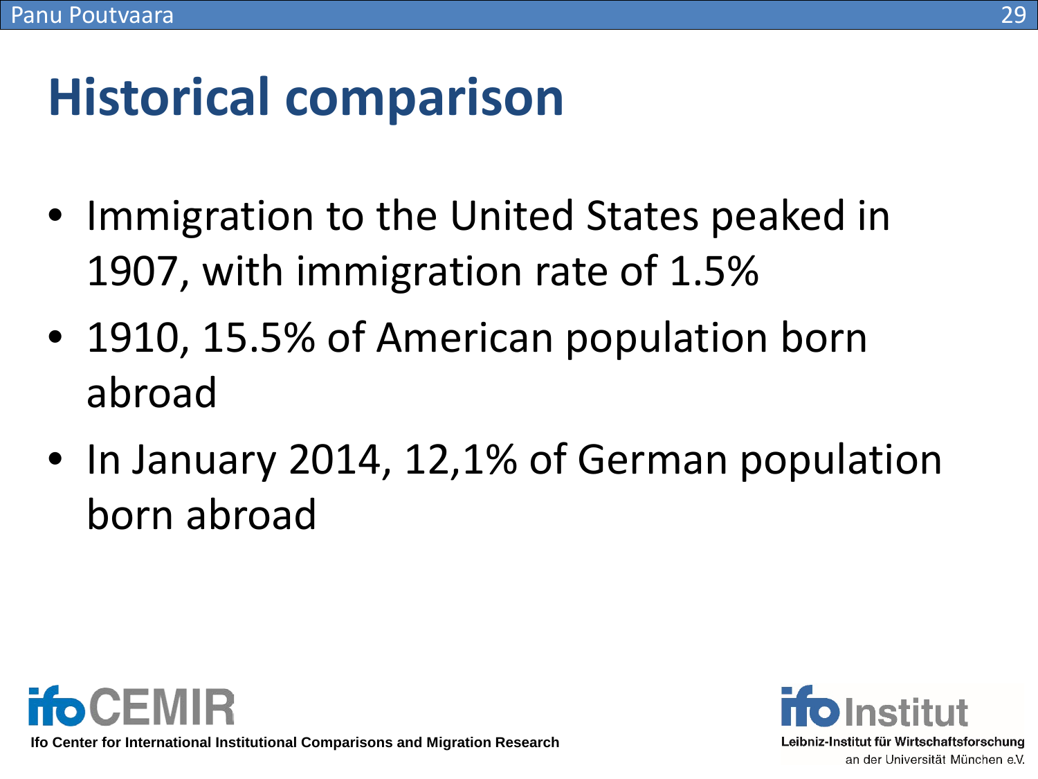# Historical comparison

- Immigration to the United States peaked in 1907, with immigration rate of 1.5%
- 1910, 15.5% of American population born abroad
- In January 2014, 12,1% of German population born abroad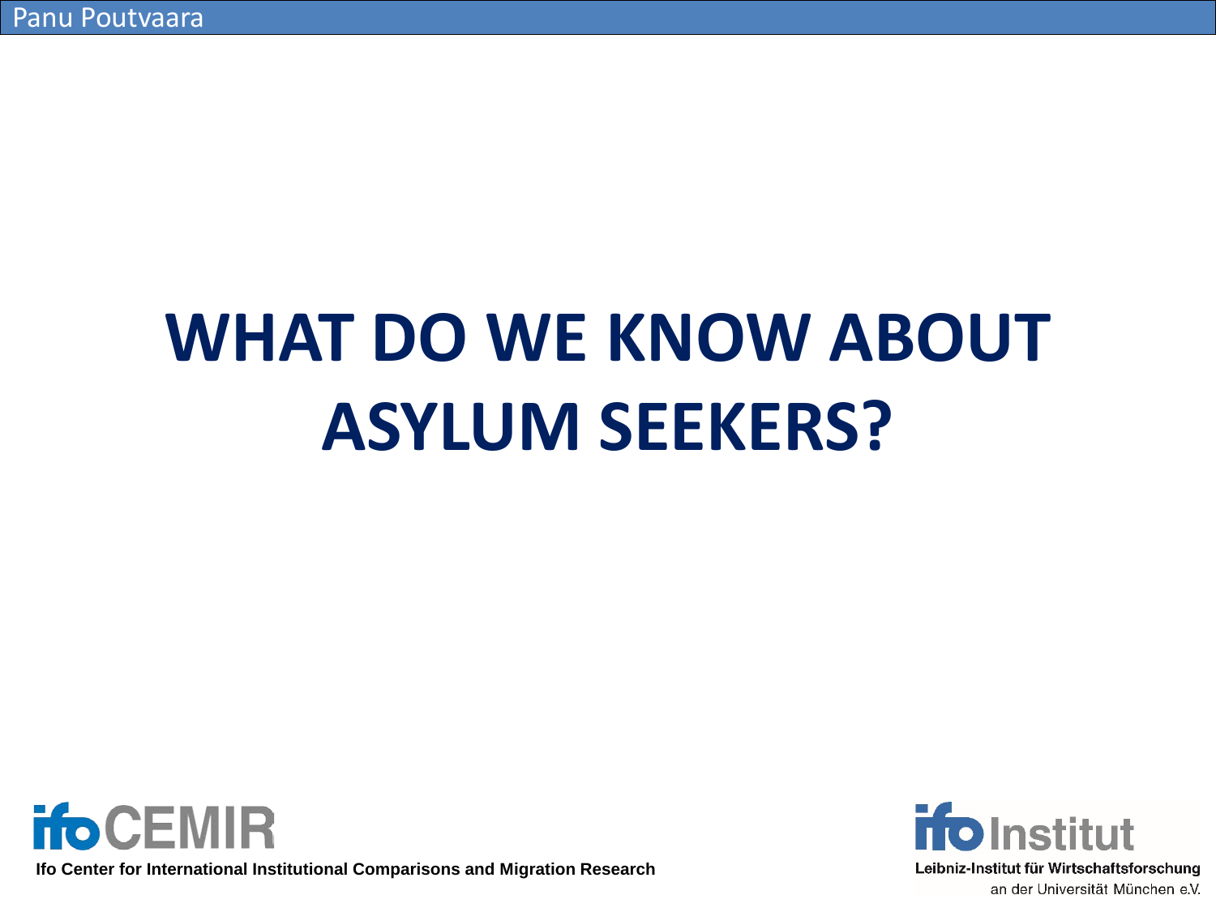# WHAT DO WE KNOW ABOUT ASYLUM SEEKERS?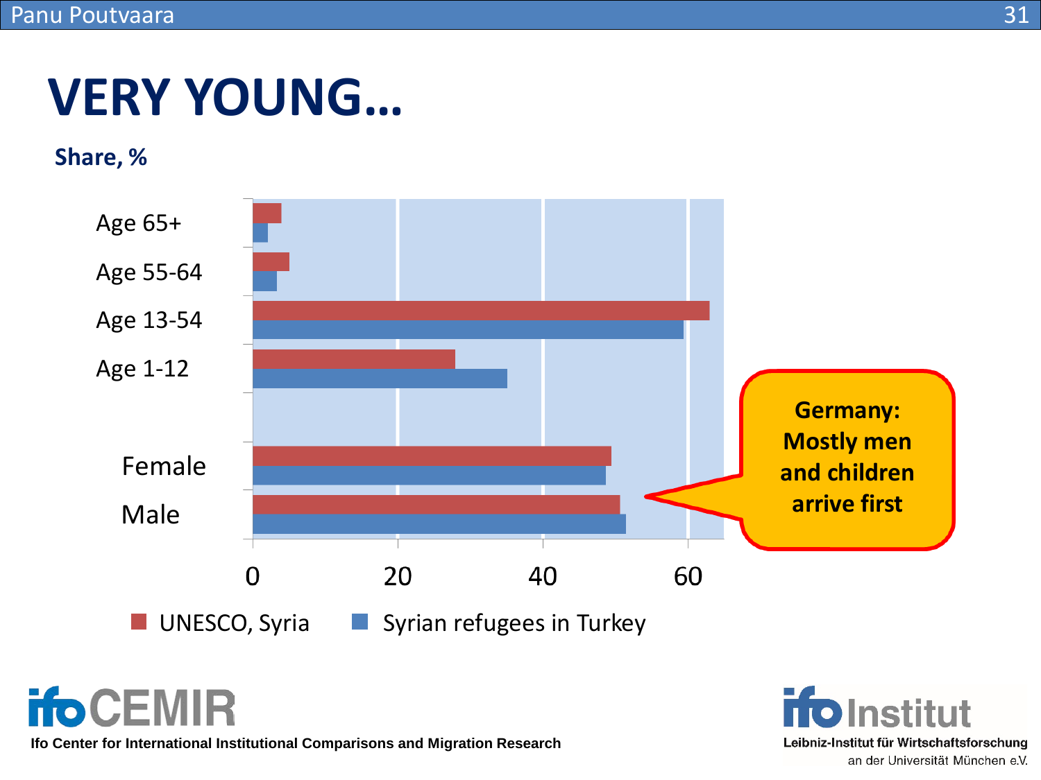# VERY YOUNG…

**Share, %**

| | UNESCO, Syria | Syrian refugees in Turkey |
|---|---|---|
| Age 65+ | | |
| Age 55-64 | | |
| Age 13-54 | | |
| Age 1-12 | | |
| Female | | |
| Male | | |

0 20 40 60

**Germany: Mostly men and children arrive first**

**Ifo Center for International Institutional Comparisons and Migration Research**

**Leibniz-Institut für Wirtschaftsforschung** an der Universität München e.V.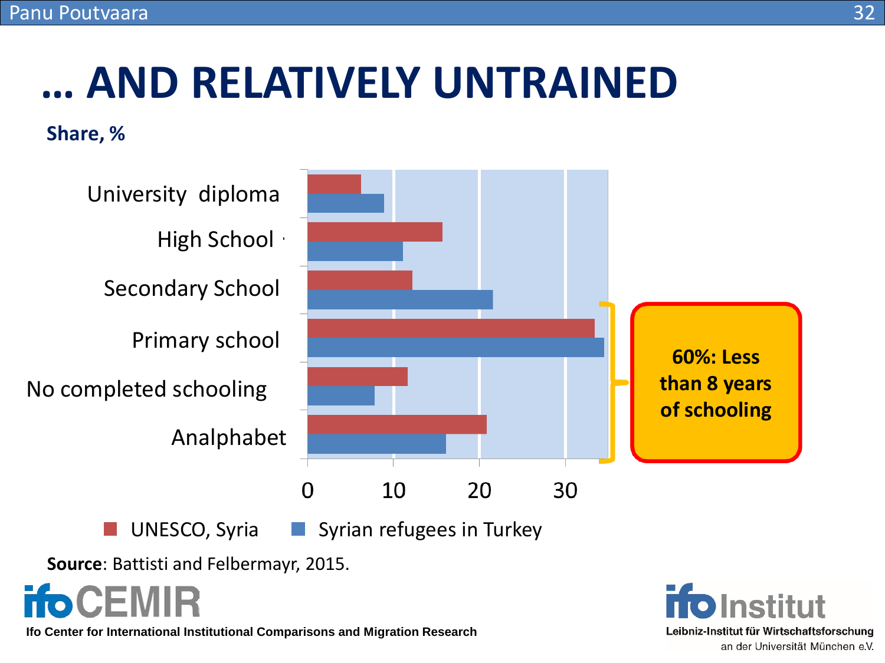# … AND RELATIVELY UNTRAINED

**Share, %**

University diploma

High School

Secondary School

Primary school

No completed schooling

Analphabet

0 10 20 30

**60%: Less than 8 years of schooling**

UNESCO, Syria    Syrian refugees in Turkey

**Source**: Battisti and Felbermayr, 2015.

ifo CEMIR

Ifo Center for International Institutional Comparisons and Migration Research

ifo Institut

Leibniz-Institut für Wirtschaftsforschung an der Universität München e.V.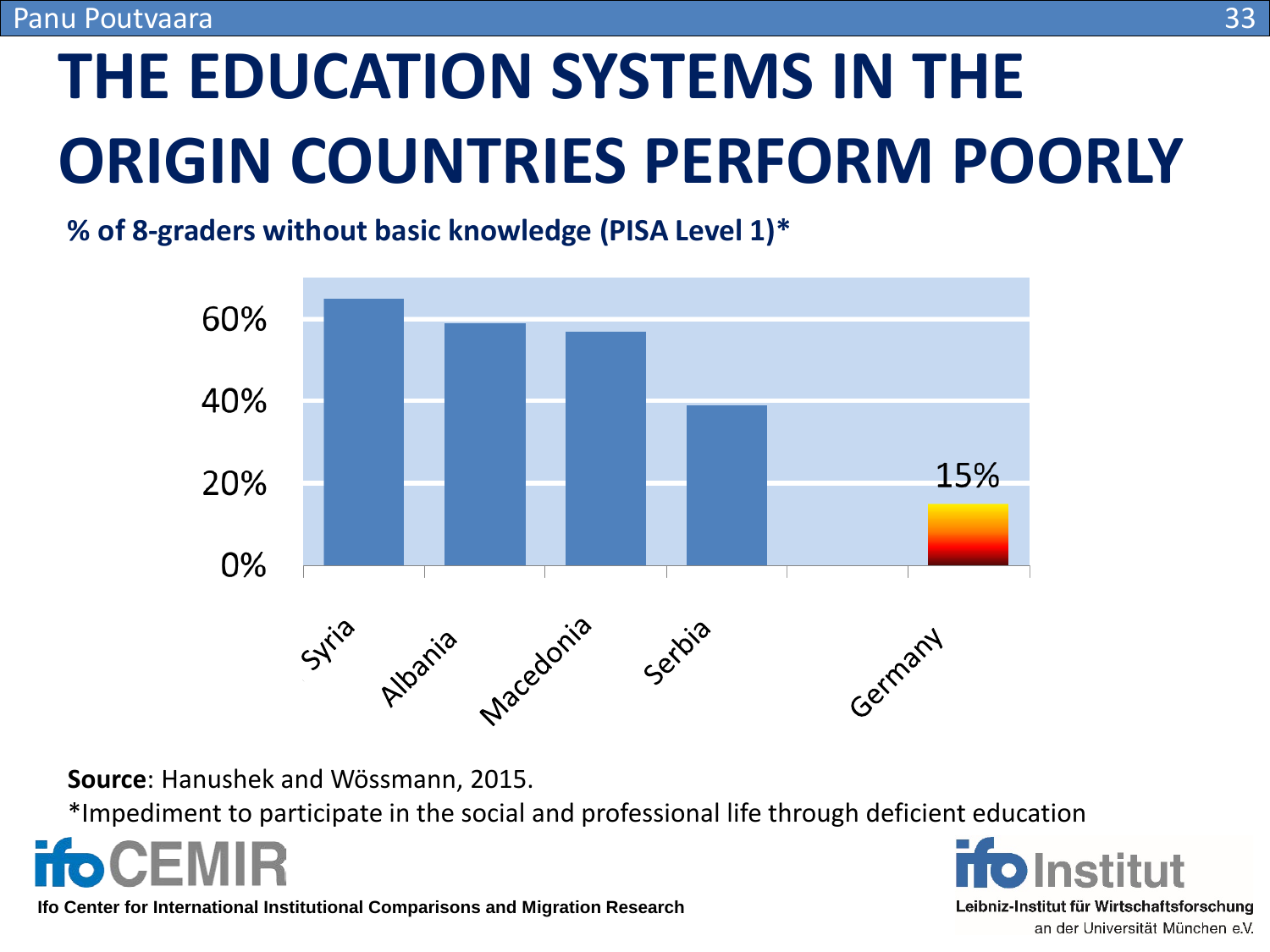# THE EDUCATION SYSTEMS IN THE ORIGIN COUNTRIES PERFORM POORLY

**% of 8-graders without basic knowledge (PISA Level 1)***

60%
40%
20%
0%

15%

Syria
Albania
Macedonia
Serbia
Germany

**Source**: Hanushek and Wössmann, 2015.

*Impediment to participate in the social and professional life through deficient education

**Ifo Center for International Institutional Comparisons and Migration Research**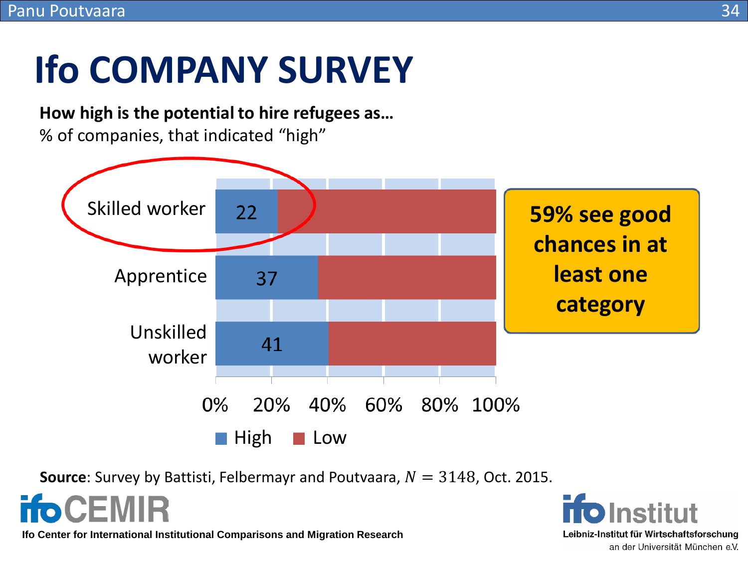# Ifo COMPANY SURVEY

**How high is the potential to hire refugees as…**

% of companies, that indicated "high"

| | High | Low |
|---|---|---|
| Skilled worker | 22 | |
| Apprentice | 37 | |
| Unskilled worker | 41 | |

**59% see good chances in at least one category**

**Source**: Survey by Battisti, Felbermayr and Poutvaara, $N = 3148$, Oct. 2015.

Ifo Center for International Institutional Comparisons and Migration Research

ifo Institut – Leibniz-Institut für Wirtschaftsforschung an der Universität München e.V.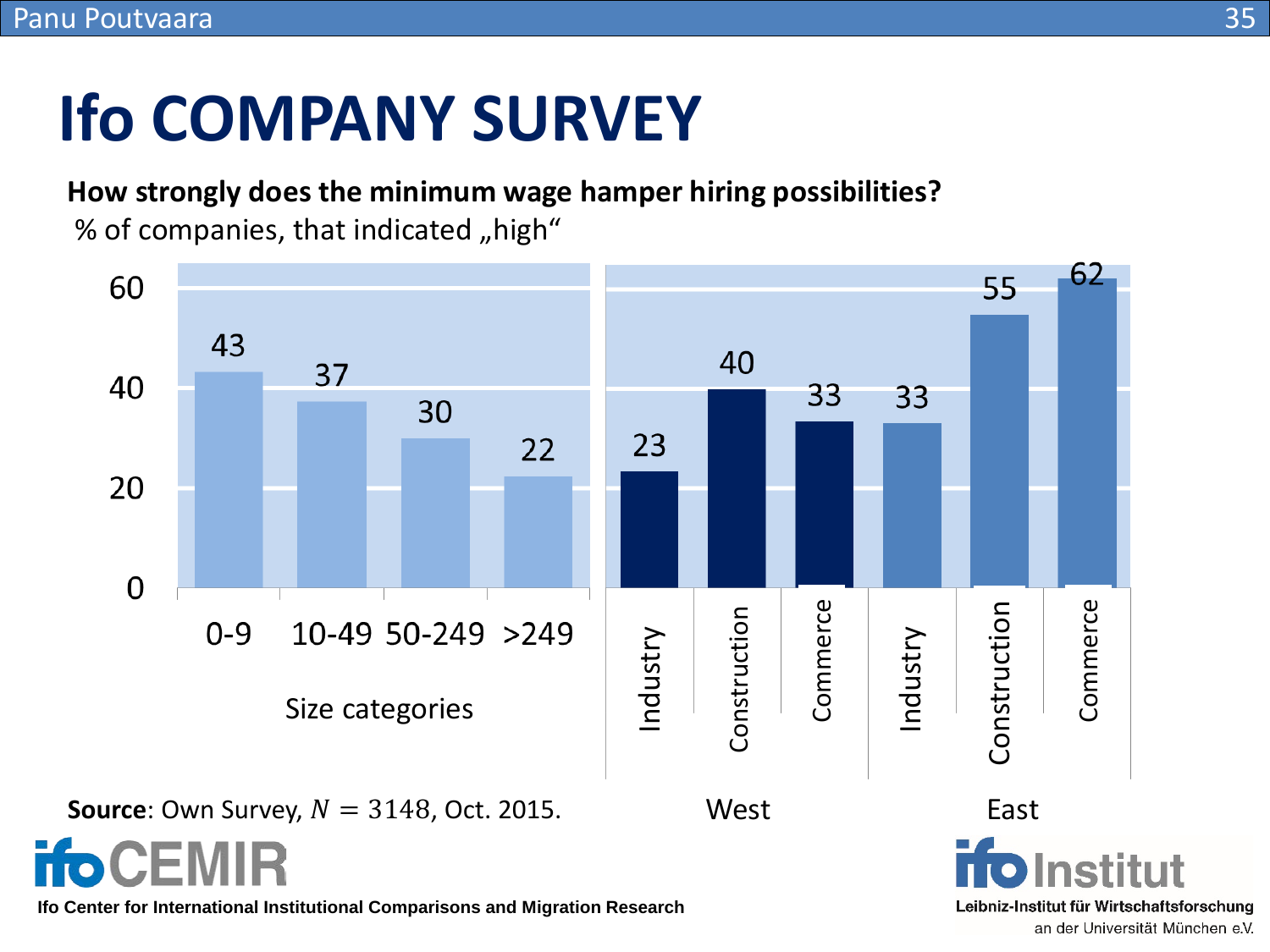# Ifo COMPANY SURVEY

**How strongly does the minimum wage hamper hiring possibilities?**

% of companies, that indicated „high“

| Size categories | % |
|---|---|
| 0-9 | 43 |
| 10-49 | 37 |
| 50-249 | 30 |
| >249 | 22 |

| Region | Sector | % |
|---|---|---|
| West | Industry | 23 |
| West | Construction | 40 |
| West | Commerce | 33 |
| East | Industry | 33 |
| East | Construction | 55 |
| East | Commerce | 62 |

**Source**: Own Survey, $N = 3148$, Oct. 2015.

Ifo Center for International Institutional Comparisons and Migration Research

ifo Institut – Leibniz-Institut für Wirtschaftsforschung an der Universität München e.V.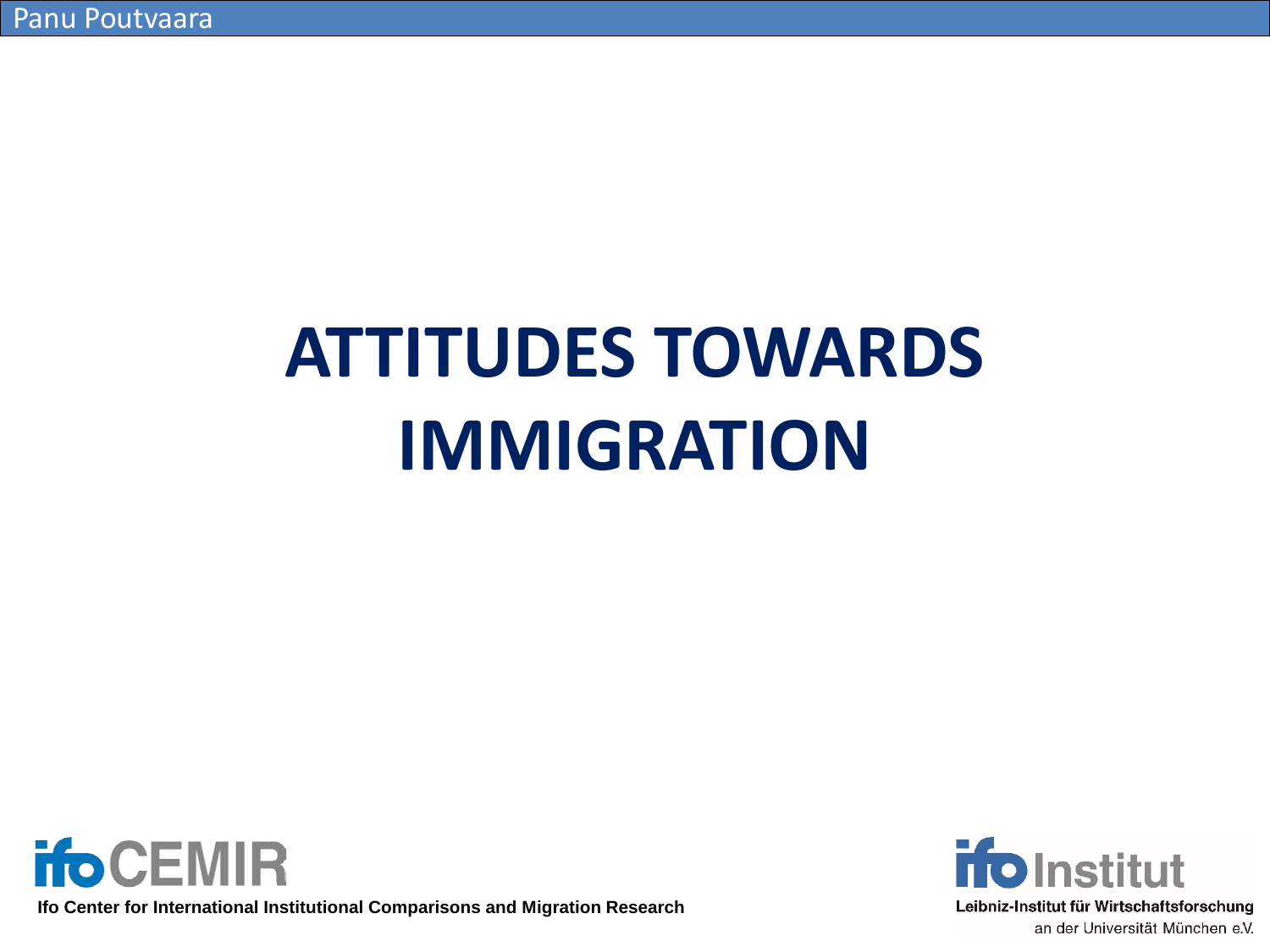# ATTITUDES TOWARDS IMMIGRATION

Ifo Center for International Institutional Comparisons and Migration Research

Leibniz-Institut für Wirtschaftsforschung an der Universität München e.V.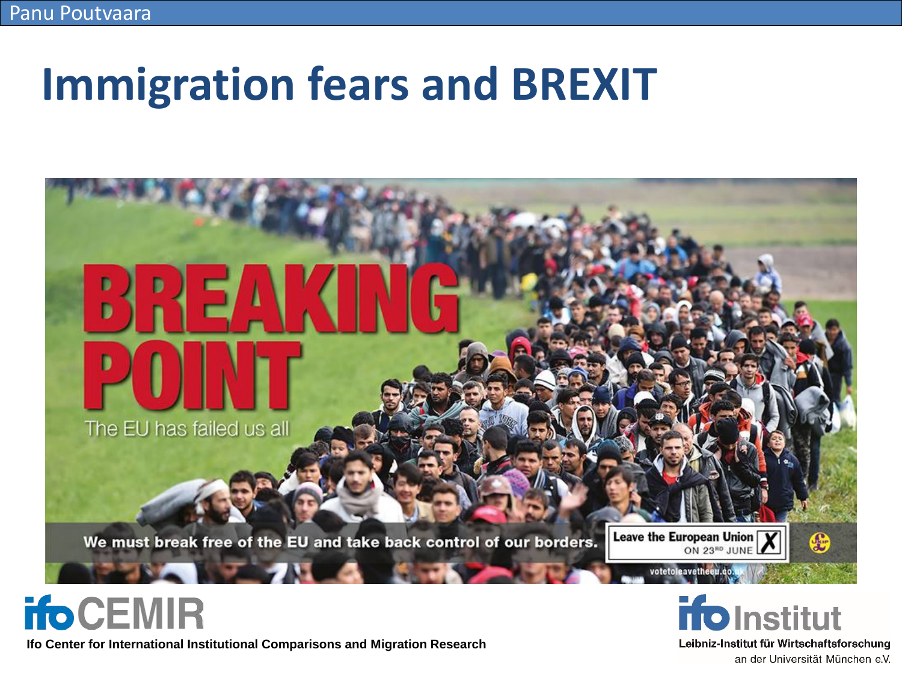# Immigration fears and BREXIT

BREAKING POINT

The EU has failed us all

We must break free of the EU and take back control of our borders.

Leave the European Union ON 23RD JUNE

votetoleavetheeu.co.uk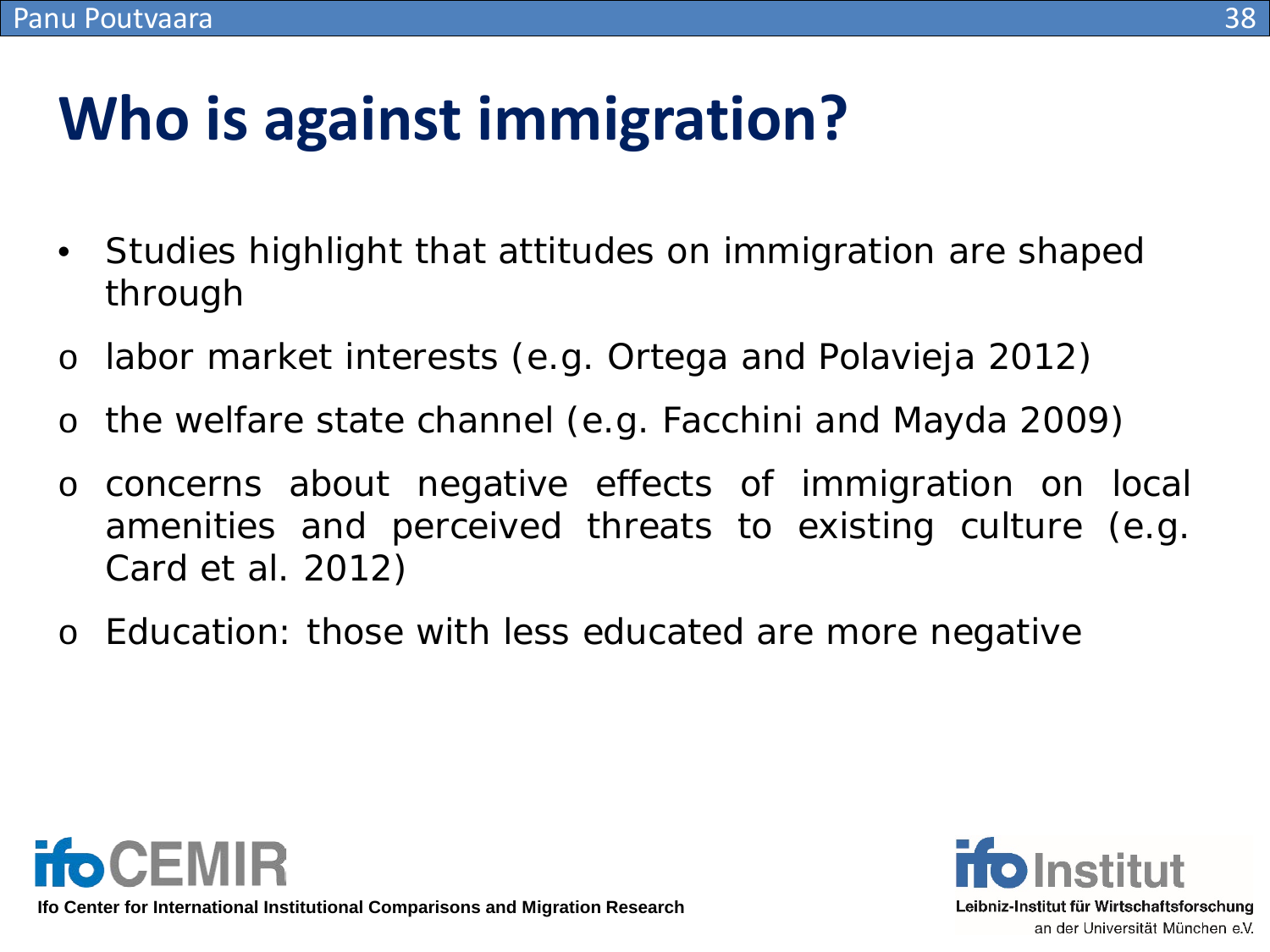# Who is against immigration?

- Studies highlight that attitudes on immigration are shaped through
  - labor market interests (e.g. Ortega and Polavieja 2012)
  - the welfare state channel (e.g. Facchini and Mayda 2009)
  - concerns about negative effects of immigration on local amenities and perceived threats to existing culture (e.g. Card et al. 2012)
  - Education: those with less educated are more negative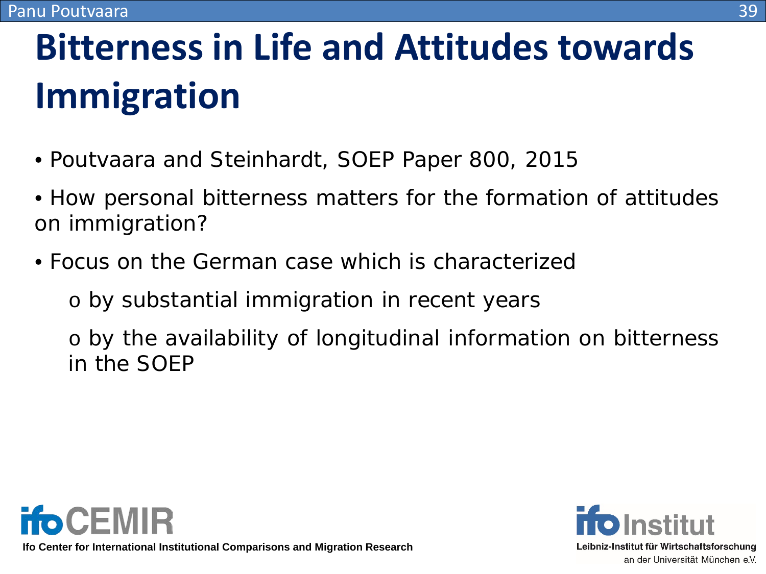# Bitterness in Life and Attitudes towards Immigration

- Poutvaara and Steinhardt, SOEP Paper 800, 2015
- How personal bitterness matters for the formation of attitudes on immigration?
- Focus on the German case which is characterized
  - by substantial immigration in recent years
  - by the availability of longitudinal information on bitterness in the SOEP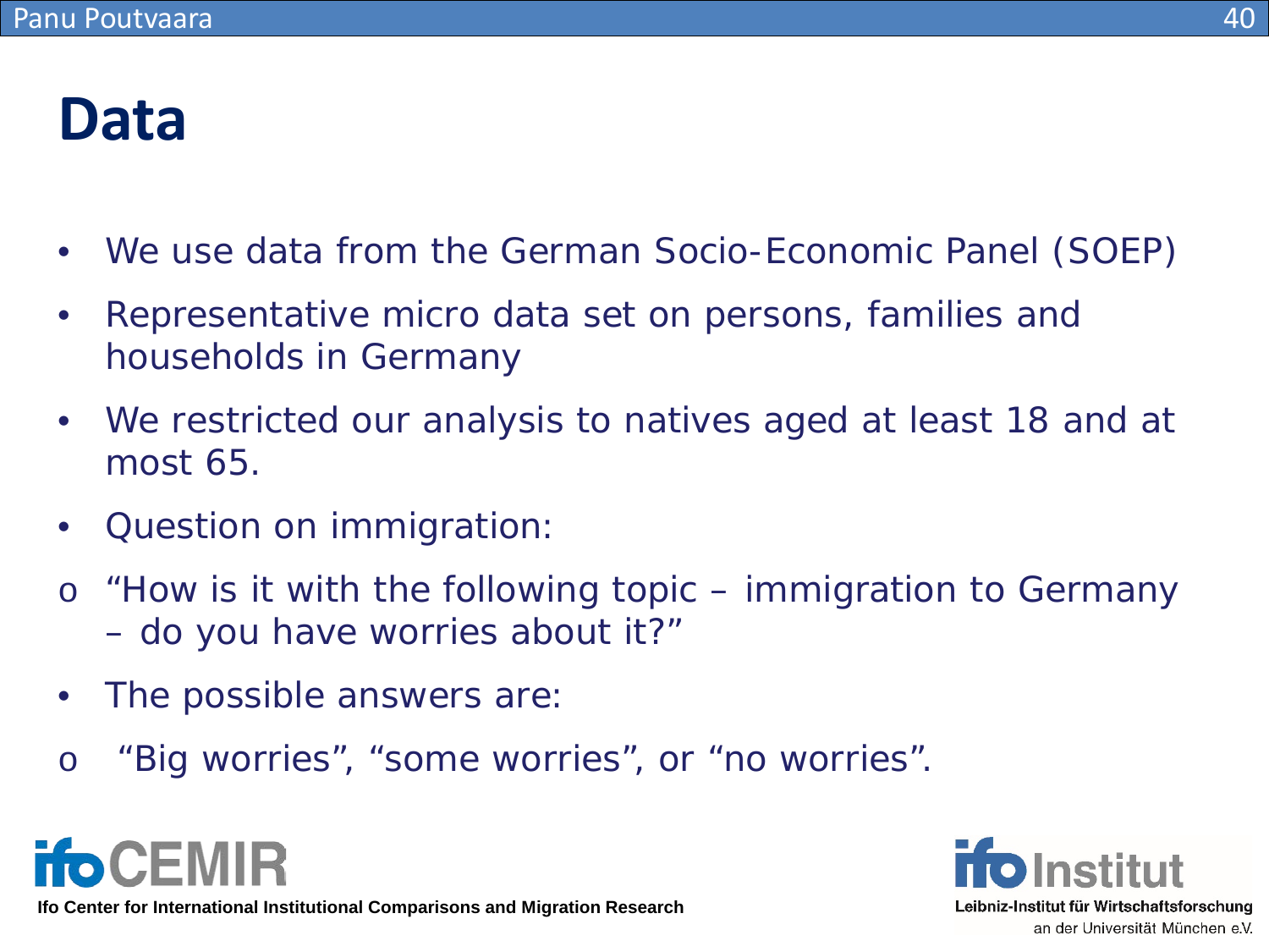# Data

- We use data from the German Socio-Economic Panel (SOEP)
- Representative micro data set on persons, families and households in Germany
- We restricted our analysis to natives aged at least 18 and at most 65.
- Question on immigration:
  - "How is it with the following topic – immigration to Germany – do you have worries about it?"
- The possible answers are:
  - "Big worries", "some worries", or "no worries".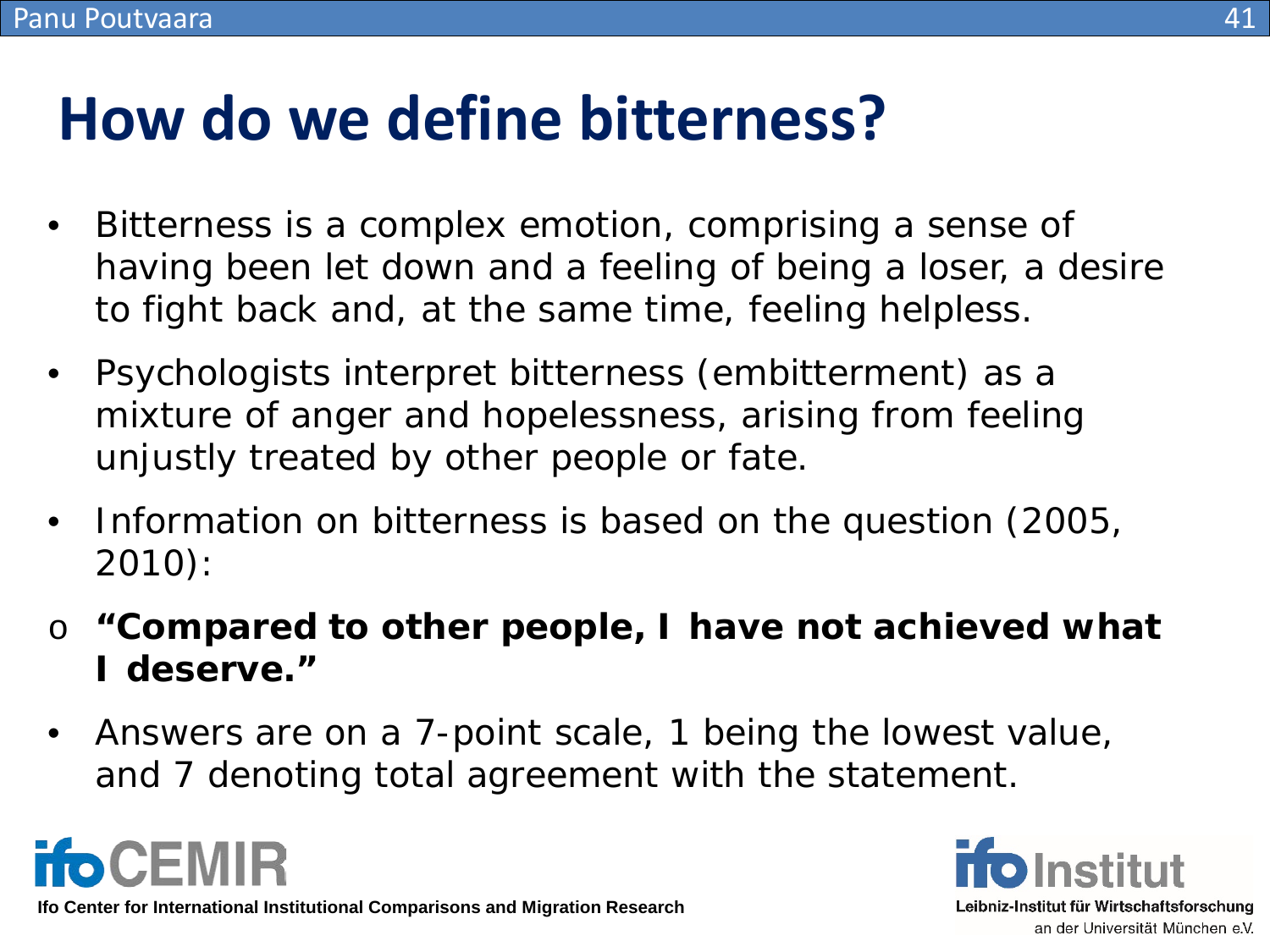# How do we define bitterness?

- Bitterness is a complex emotion, comprising a sense of having been let down and a feeling of being a loser, a desire to fight back and, at the same time, feeling helpless.
- Psychologists interpret bitterness (embitterment) as a mixture of anger and hopelessness, arising from feeling unjustly treated by other people or fate.
- Information on bitterness is based on the question (2005, 2010):
  - **"Compared to other people, I have not achieved what I deserve."**
- Answers are on a 7-point scale, 1 being the lowest value, and 7 denoting total agreement with the statement.

ifoCEMIR
Ifo Center for International Institutional Comparisons and Migration Research

ifo Institut
Leibniz-Institut für Wirtschaftsforschung
an der Universität München e.V.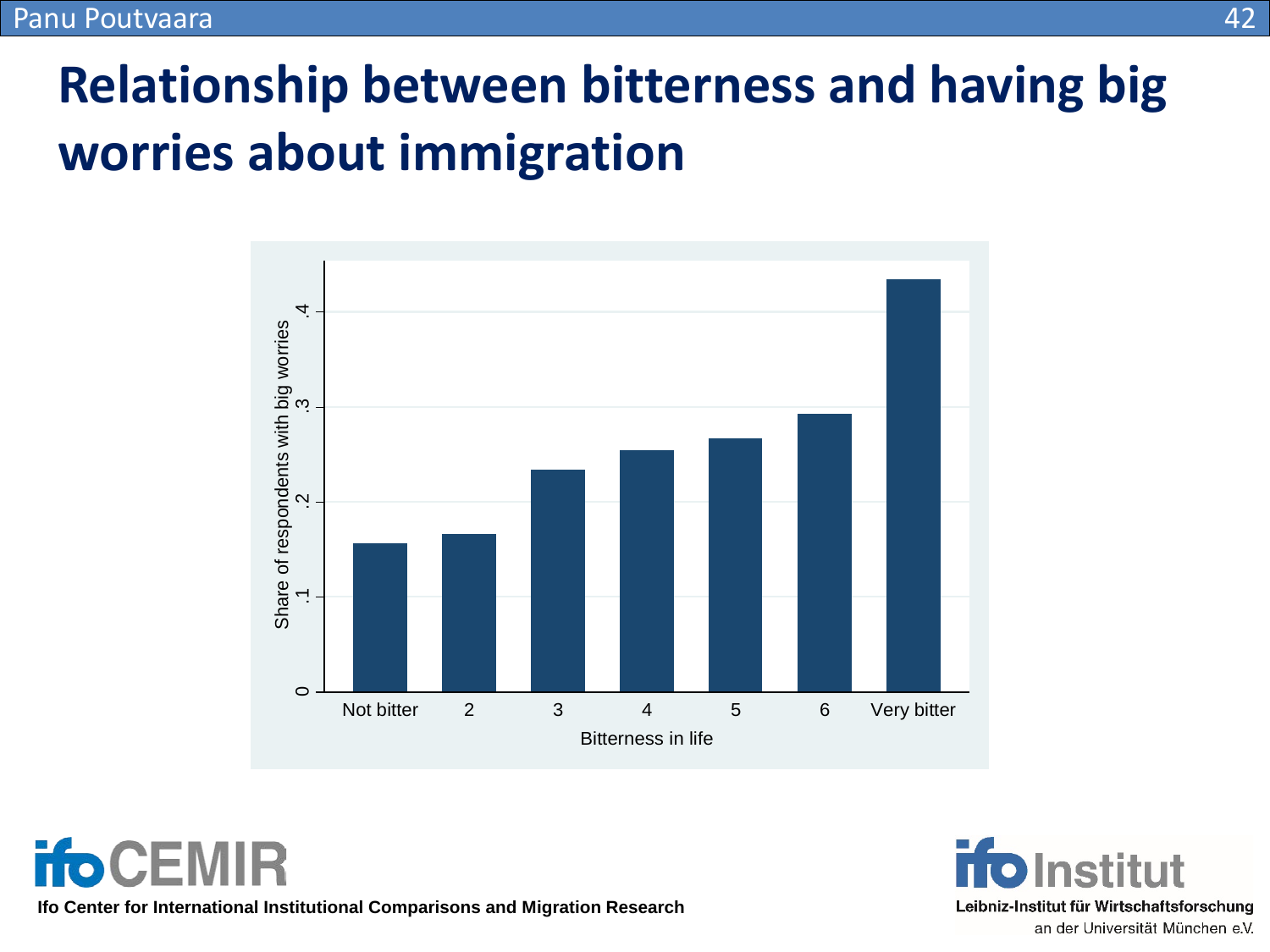# Relationship between bitterness and having big worries about immigration

Share of respondents with big worries

Bitterness in life

Not bitter, 2, 3, 4, 5, 6, Very bitter

0, .1, .2, .3, .4

ifo CEMIR

Ifo Center for International Institutional Comparisons and Migration Research

ifo Institut

Leibniz-Institut für Wirtschaftsforschung an der Universität München e.V.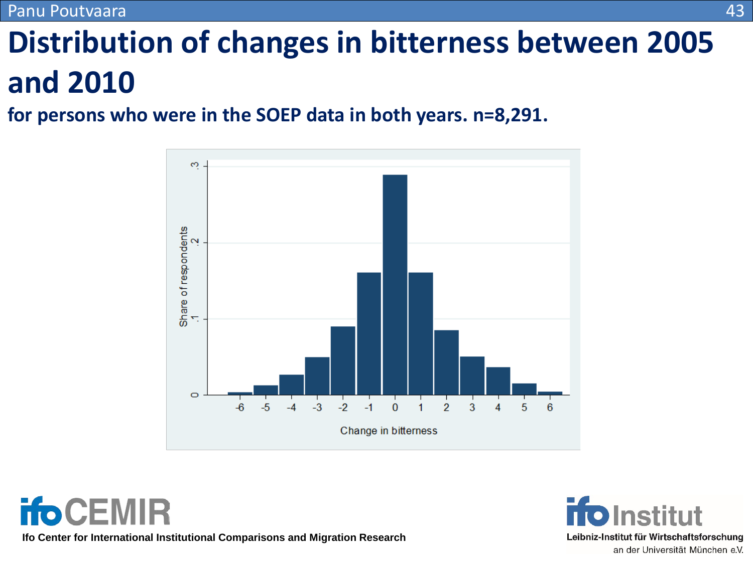# Distribution of changes in bitterness between 2005 and 2010

**for persons who were in the SOEP data in both years. n=8,291.**

Ifo Center for International Institutional Comparisons and Migration Research

Leibniz-Institut für Wirtschaftsforschung an der Universität München e.V.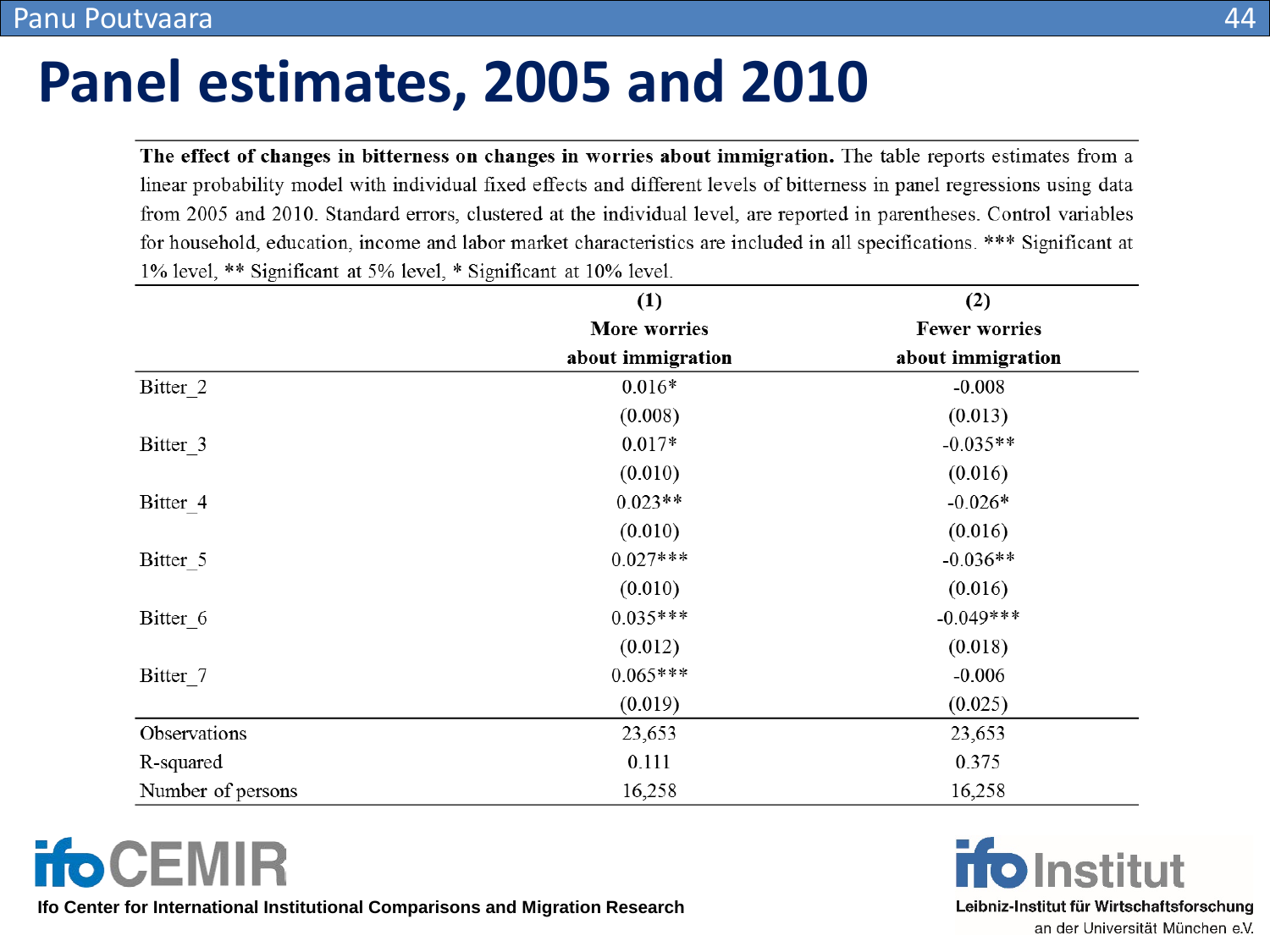# Panel estimates, 2005 and 2010

**The effect of changes in bitterness on changes in worries about immigration.** The table reports estimates from a linear probability model with individual fixed effects and different levels of bitterness in panel regressions using data from 2005 and 2010. Standard errors, clustered at the individual level, are reported in parentheses. Control variables for household, education, income and labor market characteristics are included in all specifications. *** Significant at 1% level, ** Significant at 5% level, * Significant at 10% level.

| | (1) More worries about immigration | (2) Fewer worries about immigration |
|---|---|---|
| Bitter_2 | 0.016* | -0.008 |
| | (0.008) | (0.013) |
| Bitter_3 | 0.017* | -0.035** |
| | (0.010) | (0.016) |
| Bitter_4 | 0.023** | -0.026* |
| | (0.010) | (0.016) |
| Bitter_5 | 0.027*** | -0.036** |
| | (0.010) | (0.016) |
| Bitter_6 | 0.035*** | -0.049*** |
| | (0.012) | (0.018) |
| Bitter_7 | 0.065*** | -0.006 |
| | (0.019) | (0.025) |
| Observations | 23,653 | 23,653 |
| R-squared | 0.111 | 0.375 |
| Number of persons | 16,258 | 16,258 |

Ifo Center for International Institutional Comparisons and Migration Research

Leibniz-Institut für Wirtschaftsforschung an der Universität München e.V.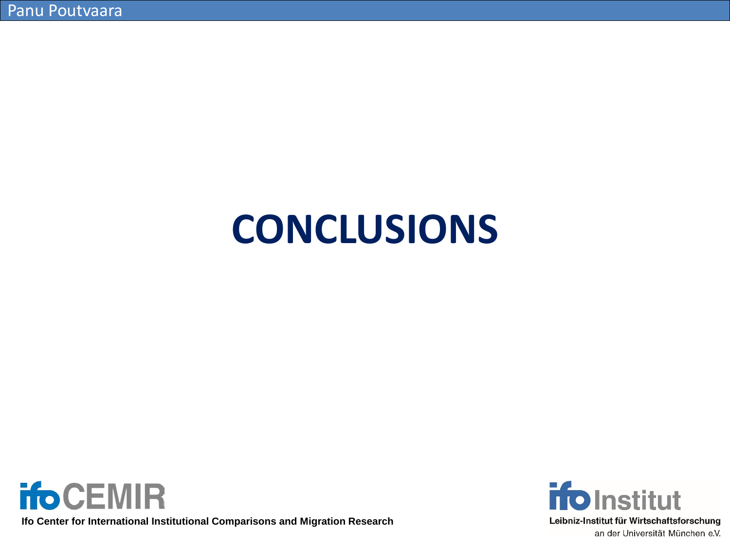# CONCLUSIONS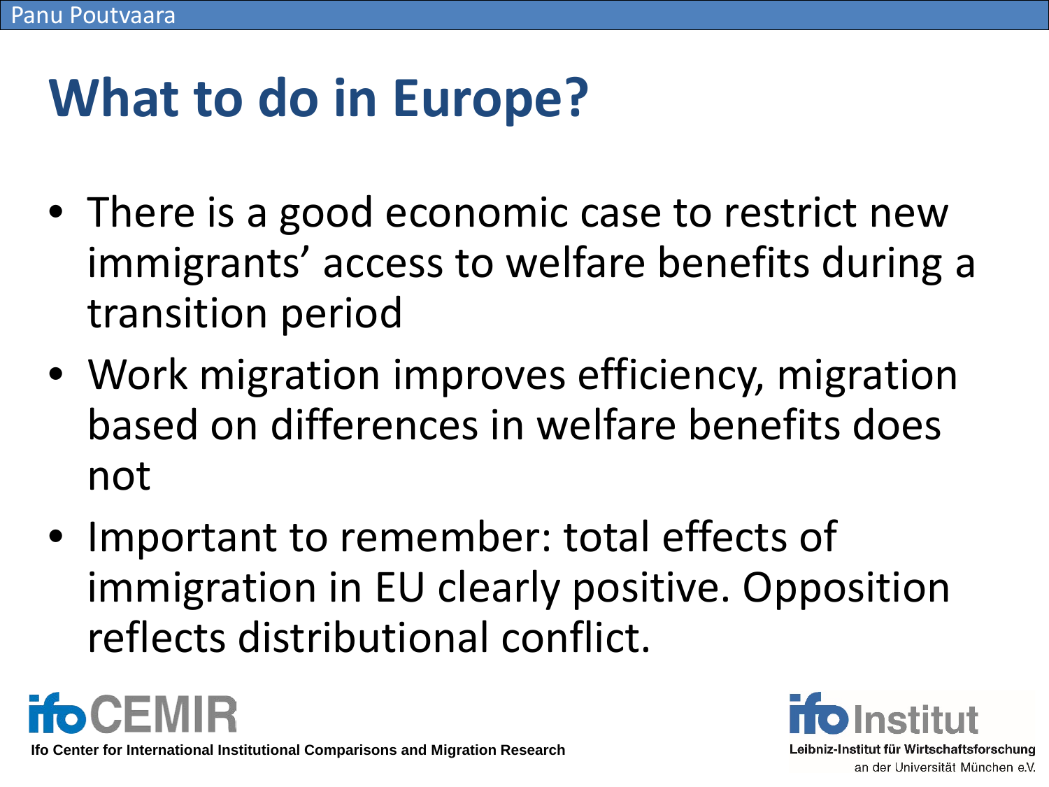# What to do in Europe?

- There is a good economic case to restrict new immigrants' access to welfare benefits during a transition period
- Work migration improves efficiency, migration based on differences in welfare benefits does not
- Important to remember: total effects of immigration in EU clearly positive. Opposition reflects distributional conflict.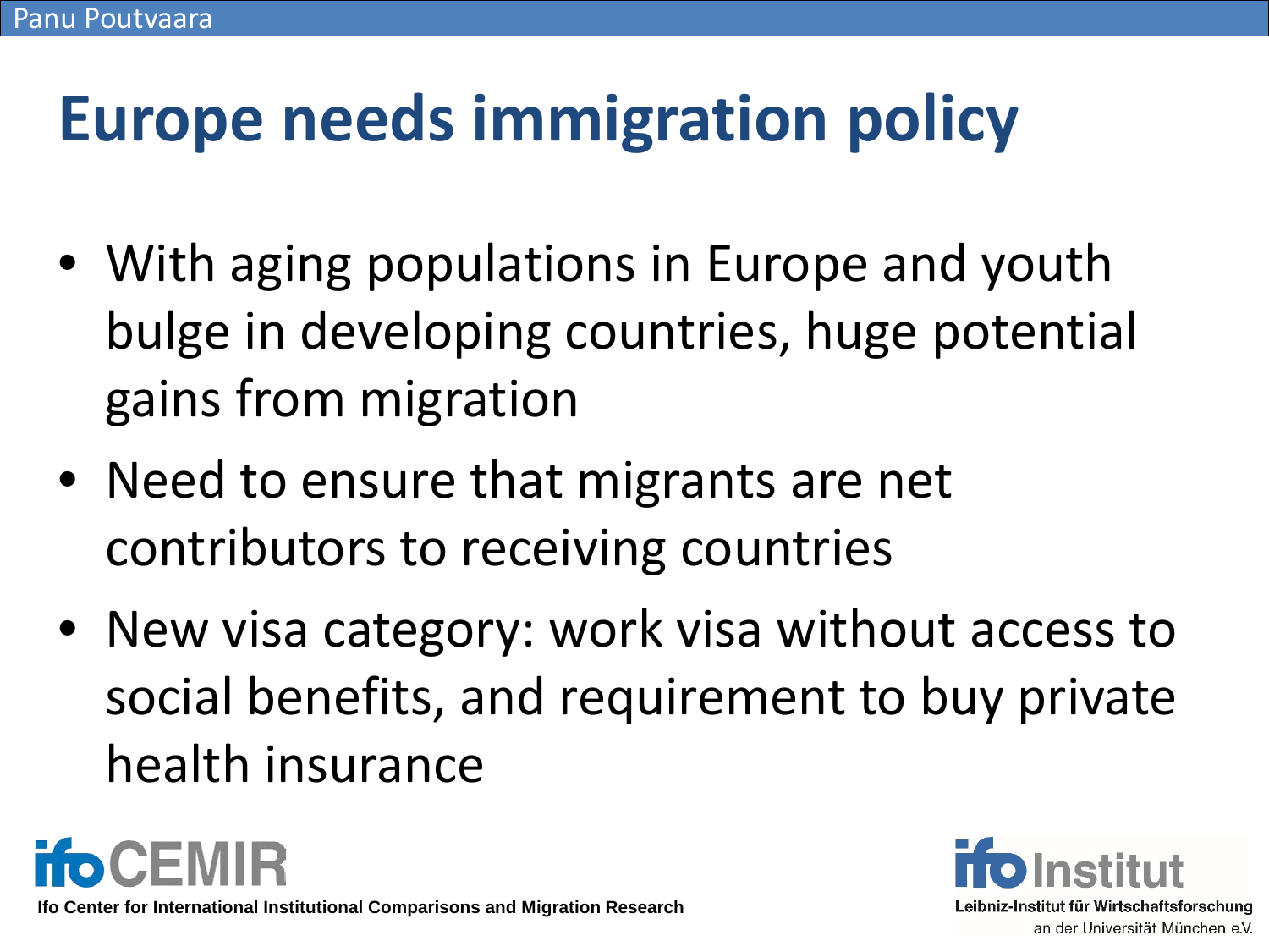# Europe needs immigration policy

- With aging populations in Europe and youth bulge in developing countries, huge potential gains from migration
- Need to ensure that migrants are net contributors to receiving countries
- New visa category: work visa without access to social benefits, and requirement to buy private health insurance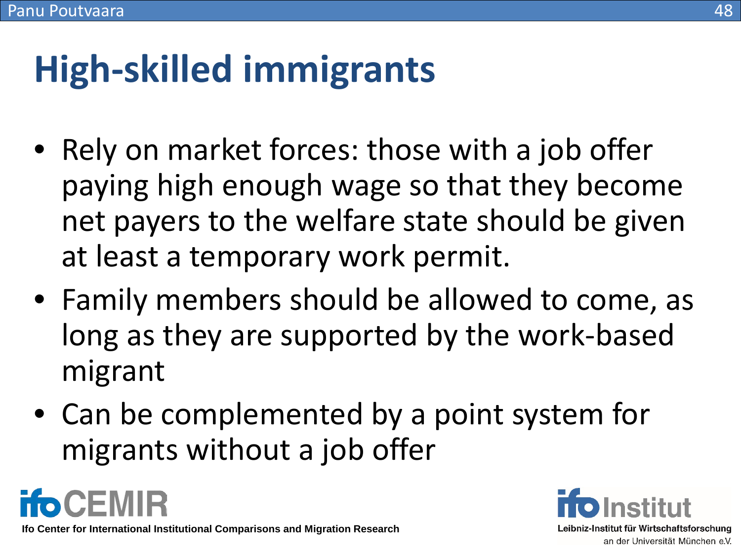# High-skilled immigrants

- Rely on market forces: those with a job offer paying high enough wage so that they become net payers to the welfare state should be given at least a temporary work permit.
- Family members should be allowed to come, as long as they are supported by the work-based migrant
- Can be complemented by a point system for migrants without a job offer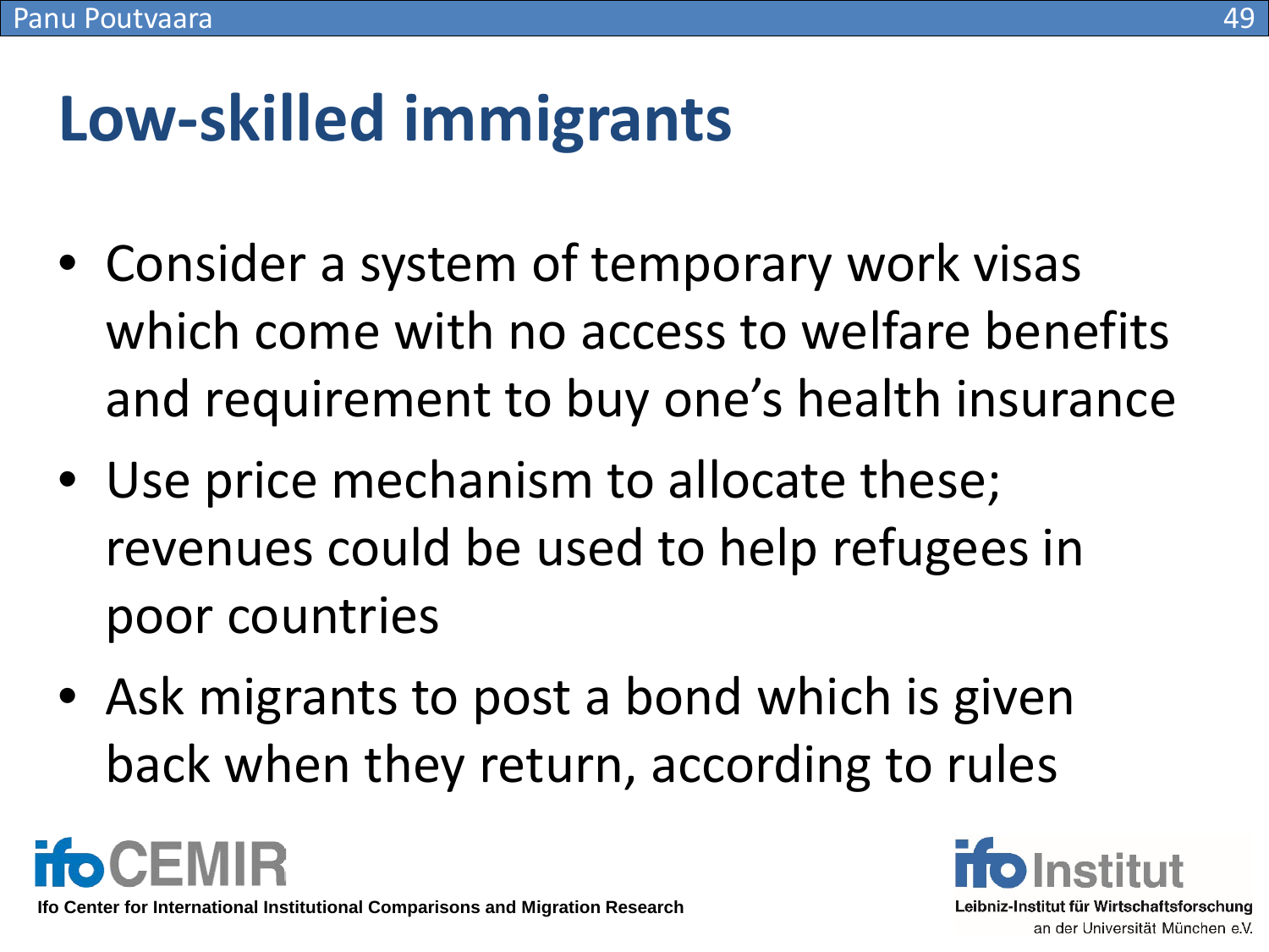# Low-skilled immigrants

- Consider a system of temporary work visas which come with no access to welfare benefits and requirement to buy one's health insurance
- Use price mechanism to allocate these; revenues could be used to help refugees in poor countries
- Ask migrants to post a bond which is given back when they return, according to rules